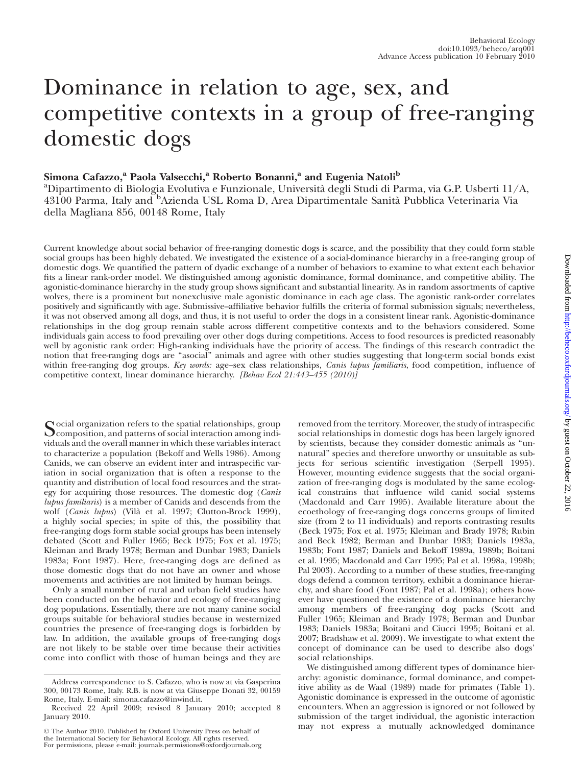# Dominance in relation to age, sex, and competitive contexts in a group of free-ranging domestic dogs

**Simona Cafazzo,[a] Paola Valsecchi,[a] Roberto Bonanni,[a] and Eugenia Natoli[b]**

[a]Dipartimento di Biologia Evolutiva e Funzionale, Università degli Studi di Parma, via G.P. Usberti 11/A, 43100 Parma, Italy and [b]Azienda USL Roma D, Area Dipartimentale Sanità Pubblica Veterinaria Via della Magliana 856, 00148 Rome, Italy

Current knowledge about social behavior of free-ranging domestic dogs is scarce, and the possibility that they could form stable social groups has been highly debated. We investigated the existence of a social-dominance hierarchy in a free-ranging group of domestic dogs. We quantified the pattern of dyadic exchange of a number of behaviors to examine to what extent each behavior fits a linear rank-order model. We distinguished among agonistic dominance, formal dominance, and competitive ability. The agonistic-dominance hierarchy in the study group shows significant and substantial linearity. As in random assortments of captive wolves, there is a prominent but nonexclusive male agonistic dominance in each age class. The agonistic rank-order correlates positively and significantly with age. Submissive–affiliative behavior fulfills the criteria of formal submission signals; nevertheless, it was not observed among all dogs, and thus, it is not useful to order the dogs in a consistent linear rank. Agonistic-dominance relationships in the dog group remain stable across different competitive contexts and to the behaviors considered. Some individuals gain access to food prevailing over other dogs during competitions. Access to food resources is predicted reasonably well by agonistic rank order: High-ranking individuals have the priority of access. The findings of this research contradict the notion that free-ranging dogs are "asocial" animals and agree with other studies suggesting that long-term social bonds exist within free-ranging dog groups. *Key words:* age–sex class relationships, *Canis lupus familiaris*, food competition, influence of competitive context, linear dominance hierarchy. *[Behav Ecol 21:443–455 (2010)]*

Social organization refers to the spatial relationships, group composition, and patterns of social interaction among individuals and the overall manner in which these variables interact to characterize a population (Bekoff and Wells 1986). Among Canids, we can observe an evident inter and intraspecific variation in social organization that is often a response to the quantity and distribution of local food resources and the strategy for acquiring those resources. The domestic dog (*Canis lupus familiaris*) is a member of Canids and descends from the wolf (*Canis lupus*) (Vilà et al. 1997; Clutton-Brock 1999), a highly social species; in spite of this, the possibility that free-ranging dogs form stable social groups has been intensely debated (Scott and Fuller 1965; Beck 1975; Fox et al. 1975; Kleiman and Brady 1978; Berman and Dunbar 1983; Daniels 1983a; Font 1987). Here, free-ranging dogs are defined as those domestic dogs that do not have an owner and whose movements and activities are not limited by human beings.

Only a small number of rural and urban field studies have been conducted on the behavior and ecology of free-ranging dog populations. Essentially, there are not many canine social groups suitable for behavioral studies because in westernized countries the presence of free-ranging dogs is forbidden by law. In addition, the available groups of free-ranging dogs are not likely to be stable over time because their activities come into conflict with those of human beings and they are removed from the territory. Moreover, the study of intraspecific social relationships in domestic dogs has been largely ignored by scientists, because they consider domestic animals as "unnatural" species and therefore unworthy or unsuitable as subjects for serious scientific investigation (Serpell 1995). However, mounting evidence suggests that the social organization of free-ranging dogs is modulated by the same ecological constrains that influence wild canid social systems (Macdonald and Carr 1995). Available literature about the ecoethology of free-ranging dogs concerns groups of limited size (from 2 to 11 individuals) and reports contrasting results (Beck 1975; Fox et al. 1975; Kleiman and Brady 1978; Rubin and Beck 1982; Berman and Dunbar 1983; Daniels 1983a, 1983b; Font 1987; Daniels and Bekoff 1989a, 1989b; Boitani et al. 1995; Macdonald and Carr 1995; Pal et al. 1998a, 1998b; Pal 2003). According to a number of these studies, free-ranging dogs defend a common territory, exhibit a dominance hierarchy, and share food (Font 1987; Pal et al. 1998a); others however have questioned the existence of a dominance hierarchy among members of free-ranging dog packs (Scott and Fuller 1965; Kleiman and Brady 1978; Berman and Dunbar 1983; Daniels 1983a; Boitani and Ciucci 1995; Boitani et al. 2007; Bradshaw et al. 2009). We investigate to what extent the concept of dominance can be used to describe also dogs' social relationships.

We distinguished among different types of dominance hierarchy: agonistic dominance, formal dominance, and competitive ability as de Waal (1989) made for primates (Table 1). Agonistic dominance is expressed in the outcome of agonistic encounters. When an aggression is ignored or not followed by submission of the target individual, the agonistic interaction may not express a mutually acknowledged dominance

Address correspondence to S. Cafazzo, who is now at via Gasperina 300, 00173 Rome, Italy. R.B. is now at via Giuseppe Donati 32, 00159 Rome, Italy. E-mail: simona.cafazzo@inwind.it.

Received 22 April 2009; revised 8 January 2010; accepted 8 January 2010.

© The Author 2010. Published by Oxford University Press on behalf of the International Society for Behavioral Ecology. All rights reserved. For permissions, please e-mail: journals.permissions@oxfordjournals.org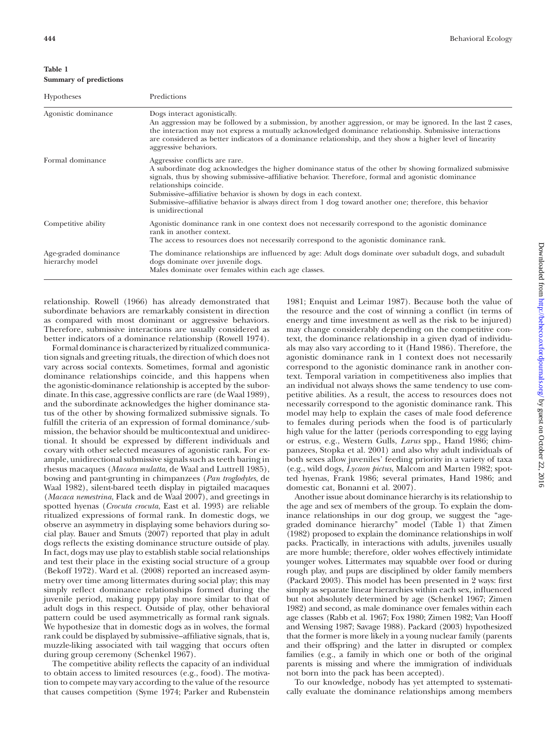**Table 1**
**Summary of predictions**

| Hypotheses | Predictions |
|---|---|
| Agonistic dominance | Dogs interact agonistically.<br>An aggression may be followed by a submission, by another aggression, or may be ignored. In the last 2 cases, the interaction may not express a mutually acknowledged dominance relationship. Submissive interactions are considered as better indicators of a dominance relationship, and they show a higher level of linearity aggressive behaviors. |
| Formal dominance | Aggressive conflicts are rare.<br>A subordinate dog acknowledges the higher dominance status of the other by showing formalized submissive signals, thus by showing submissive–affiliative behavior. Therefore, formal and agonistic dominance relationships coincide.<br>Submissive–affiliative behavior is shown by dogs in each context.<br>Submissive–affiliative behavior is always direct from 1 dog toward another one; therefore, this behavior is unidirectional |
| Competitive ability | Agonistic dominance rank in one context does not necessarily correspond to the agonistic dominance rank in another context.<br>The access to resources does not necessarily correspond to the agonistic dominance rank. |
| Age-graded dominance hierarchy model | The dominance relationships are influenced by age: Adult dogs dominate over subadult dogs, and subadult dogs dominate over juvenile dogs.<br>Males dominate over females within each age classes. |

relationship. Rowell (1966) has already demonstrated that subordinate behaviors are remarkably consistent in direction as compared with most dominant or aggressive behaviors. Therefore, submissive interactions are usually considered as better indicators of a dominance relationship (Rowell 1974).

Formal dominance is characterized by ritualized communication signals and greeting rituals, the direction of which does not vary across social contexts. Sometimes, formal and agonistic dominance relationships coincide, and this happens when the agonistic-dominance relationship is accepted by the subordinate. In this case, aggressive conflicts are rare (de Waal 1989), and the subordinate acknowledges the higher dominance status of the other by showing formalized submissive signals. To fulfill the criteria of an expression of formal dominance/submission, the behavior should be multicontextual and unidirectional. It should be expressed by different individuals and covary with other selected measures of agonistic rank. For example, unidirectional submissive signals such as teeth baring in rhesus macaques (*Macaca mulatta*, de Waal and Luttrell 1985), bowing and pant-grunting in chimpanzees (*Pan troglodytes*, de Waal 1982), silent-bared teeth display in pigtailed macaques (*Macaca nemestrina*, Flack and de Waal 2007), and greetings in spotted hyenas (*Crocuta crocuta*, East et al. 1993) are reliable ritualized expressions of formal rank. In domestic dogs, we observe an asymmetry in displaying some behaviors during social play. Bauer and Smuts (2007) reported that play in adult dogs reflects the existing dominance structure outside of play. In fact, dogs may use play to establish stable social relationships and test their place in the existing social structure of a group (Bekoff 1972). Ward et al. (2008) reported an increased asymmetry over time among littermates during social play; this may simply reflect dominance relationships formed during the juvenile period, making puppy play more similar to that of adult dogs in this respect. Outside of play, other behavioral pattern could be used asymmetrically as formal rank signals. We hypothesize that in domestic dogs as in wolves, the formal rank could be displayed by submissive–affiliative signals, that is, muzzle-liking associated with tail wagging that occurs often during group ceremony (Schenkel 1967).

The competitive ability reflects the capacity of an individual to obtain access to limited resources (e.g., food). The motivation to compete may vary according to the value of the resource that causes competition (Syme 1974; Parker and Rubenstein 1981; Enquist and Leimar 1987). Because both the value of the resource and the cost of winning a conflict (in terms of energy and time investment as well as the risk to be injured) may change considerably depending on the competitive context, the dominance relationship in a given dyad of individuals may also vary according to it (Hand 1986). Therefore, the agonistic dominance rank in 1 context does not necessarily correspond to the agonistic dominance rank in another context. Temporal variation in competitiveness also implies that an individual not always shows the same tendency to use competitive abilities. As a result, the access to resources does not necessarily correspond to the agonistic dominance rank. This model may help to explain the cases of male food deference to females during periods when the food is of particularly high value for the latter (periods corresponding to egg laying or estrus, e.g., Western Gulls, *Larus* spp., Hand 1986; chimpanzees, Stopka et al. 2001) and also why adult individuals of both sexes allow juveniles' feeding priority in a variety of taxa (e.g., wild dogs, *Lycaon pictus*, Malcom and Marten 1982; spotted hyenas, Frank 1986; several primates, Hand 1986; and domestic cat, Bonanni et al. 2007).

Another issue about dominance hierarchy is its relationship to the age and sex of members of the group. To explain the dominance relationships in our dog group, we suggest the "age-graded dominance hierarchy" model (Table 1) that Zimen (1982) proposed to explain the dominance relationships in wolf packs. Practically, in interactions with adults, juveniles usually are more humble; therefore, older wolves effectively intimidate younger wolves. Littermates may squabble over food or during rough play, and pups are disciplined by older family members (Packard 2003). This model has been presented in 2 ways: first simply as separate linear hierarchies within each sex, influenced but not absolutely determined by age (Schenkel 1967; Zimen 1982) and second, as male dominance over females within each age classes (Rabb et al. 1967; Fox 1980; Zimen 1982; Van Hooff and Wensing 1987; Savage 1988). Packard (2003) hypothesized that the former is more likely in a young nuclear family (parents and their offspring) and the latter in disrupted or complex families (e.g., a family in which one or both of the original parents is missing and where the immigration of individuals not born into the pack has been accepted).

To our knowledge, nobody has yet attempted to systematically evaluate the dominance relationships among members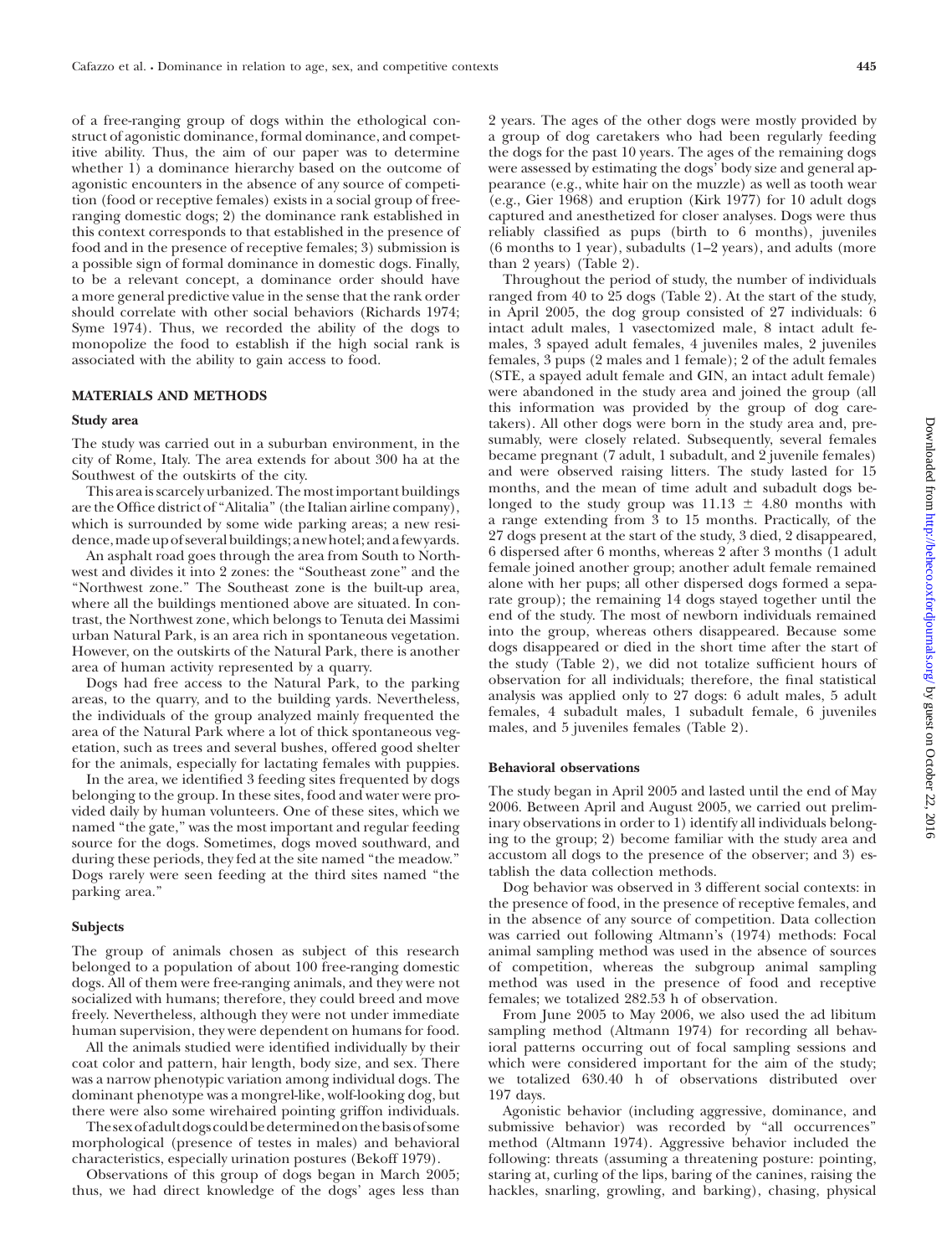of a free-ranging group of dogs within the ethological construct of agonistic dominance, formal dominance, and competitive ability. Thus, the aim of our paper was to determine whether 1) a dominance hierarchy based on the outcome of agonistic encounters in the absence of any source of competition (food or receptive females) exists in a social group of free-ranging domestic dogs; 2) the dominance rank established in this context corresponds to that established in the presence of food and in the presence of receptive females; 3) submission is a possible sign of formal dominance in domestic dogs. Finally, to be a relevant concept, a dominance order should have a more general predictive value in the sense that the rank order should correlate with other social behaviors (Richards 1974; Syme 1974). Thus, we recorded the ability of the dogs to monopolize the food to establish if the high social rank is associated with the ability to gain access to food.

## MATERIALS AND METHODS

### Study area

The study was carried out in a suburban environment, in the city of Rome, Italy. The area extends for about 300 ha at the Southwest of the outskirts of the city.

This area is scarcely urbanized. The most important buildings are the Office district of "Alitalia" (the Italian airline company), which is surrounded by some wide parking areas; a new residence, made up of several buildings; a new hotel; and a few yards.

An asphalt road goes through the area from South to Northwest and divides it into 2 zones: the "Southeast zone" and the "Northwest zone." The Southeast zone is the built-up area, where all the buildings mentioned above are situated. In contrast, the Northwest zone, which belongs to Tenuta dei Massimi urban Natural Park, is an area rich in spontaneous vegetation. However, on the outskirts of the Natural Park, there is another area of human activity represented by a quarry.

Dogs had free access to the Natural Park, to the parking areas, to the quarry, and to the building yards. Nevertheless, the individuals of the group analyzed mainly frequented the area of the Natural Park where a lot of thick spontaneous vegetation, such as trees and several bushes, offered good shelter for the animals, especially for lactating females with puppies.

In the area, we identified 3 feeding sites frequented by dogs belonging to the group. In these sites, food and water were provided daily by human volunteers. One of these sites, which we named "the gate," was the most important and regular feeding source for the dogs. Sometimes, dogs moved southward, and during these periods, they fed at the site named "the meadow." Dogs rarely were seen feeding at the third sites named "the parking area."

### Subjects

The group of animals chosen as subject of this research belonged to a population of about 100 free-ranging domestic dogs. All of them were free-ranging animals, and they were not socialized with humans; therefore, they could breed and move freely. Nevertheless, although they were not under immediate human supervision, they were dependent on humans for food.

All the animals studied were identified individually by their coat color and pattern, hair length, body size, and sex. There was a narrow phenotypic variation among individual dogs. The dominant phenotype was a mongrel-like, wolf-looking dog, but there were also some wirehaired pointing griffon individuals.

The sex of adult dogs could be determined on the basis of some morphological (presence of testes in males) and behavioral characteristics, especially urination postures (Bekoff 1979).

Observations of this group of dogs began in March 2005; thus, we had direct knowledge of the dogs' ages less than 2 years. The ages of the other dogs were mostly provided by a group of dog caretakers who had been regularly feeding the dogs for the past 10 years. The ages of the remaining dogs were assessed by estimating the dogs' body size and general appearance (e.g., white hair on the muzzle) as well as tooth wear (e.g., Gier 1968) and eruption (Kirk 1977) for 10 adult dogs captured and anesthetized for closer analyses. Dogs were thus reliably classified as pups (birth to 6 months), juveniles (6 months to 1 year), subadults (1–2 years), and adults (more than 2 years) (Table 2).

Throughout the period of study, the number of individuals ranged from 40 to 25 dogs (Table 2). At the start of the study, in April 2005, the dog group consisted of 27 individuals: 6 intact adult males, 1 vasectomized male, 8 intact adult females, 3 spayed adult females, 4 juveniles males, 2 juveniles females, 3 pups (2 males and 1 female); 2 of the adult females (STE, a spayed adult female and GIN, an intact adult female) were abandoned in the study area and joined the group (all this information was provided by the group of dog caretakers). All other dogs were born in the study area and, presumably, were closely related. Subsequently, several females became pregnant (7 adult, 1 subadult, and 2 juvenile females) and were observed raising litters. The study lasted for 15 months, and the mean of time adult and subadult dogs belonged to the study group was $11.13 \pm 4.80$ months with a range extending from 3 to 15 months. Practically, of the 27 dogs present at the start of the study, 3 died, 2 disappeared, 6 dispersed after 6 months, whereas 2 after 3 months (1 adult female joined another group; another adult female remained alone with her pups; all other dispersed dogs formed a separate group); the remaining 14 dogs stayed together until the end of the study. The most of newborn individuals remained into the group, whereas others disappeared. Because some dogs disappeared or died in the short time after the start of the study (Table 2), we did not totalize sufficient hours of observation for all individuals; therefore, the final statistical analysis was applied only to 27 dogs: 6 adult males, 5 adult females, 4 subadult males, 1 subadult female, 6 juveniles males, and 5 juveniles females (Table 2).

### Behavioral observations

The study began in April 2005 and lasted until the end of May 2006. Between April and August 2005, we carried out preliminary observations in order to 1) identify all individuals belonging to the group; 2) become familiar with the study area and accustom all dogs to the presence of the observer; and 3) establish the data collection methods.

Dog behavior was observed in 3 different social contexts: in the presence of food, in the presence of receptive females, and in the absence of any source of competition. Data collection was carried out following Altmann's (1974) methods: Focal animal sampling method was used in the absence of sources of competition, whereas the subgroup animal sampling method was used in the presence of food and receptive females; we totalized 282.53 h of observation.

From June 2005 to May 2006, we also used the ad libitum sampling method (Altmann 1974) for recording all behavioral patterns occurring out of focal sampling sessions and which were considered important for the aim of the study; we totalized 630.40 h of observations distributed over 197 days.

Agonistic behavior (including aggressive, dominance, and submissive behavior) was recorded by "all occurrences" method (Altmann 1974). Aggressive behavior included the following: threats (assuming a threatening posture: pointing, staring at, curling of the lips, baring of the canines, raising the hackles, snarling, growling, and barking), chasing, physical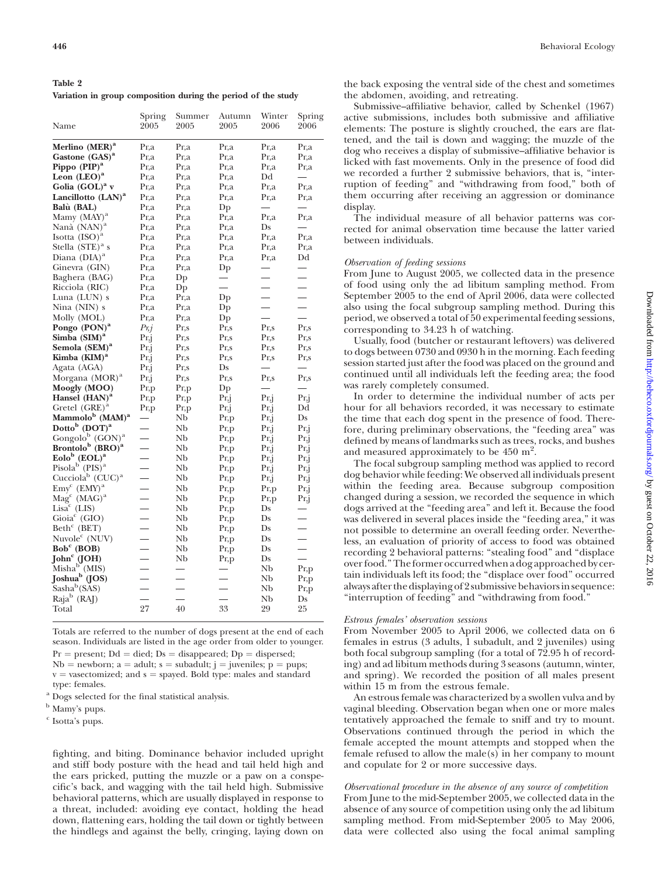**Table 2**
**Variation in group composition during the period of the study**

| Name | Spring 2005 | Summer 2005 | Autumn 2005 | Winter 2006 | Spring 2006 |
|---|---|---|---|---|---|
| **Merlino (MER)**[a] | Pr,a | Pr,a | Pr,a | Pr,a | Pr,a |
| **Gastone (GAS)**[a] | Pr,a | Pr,a | Pr,a | Pr,a | Pr,a |
| **Pippo (PIP)**[a] | Pr,a | Pr,a | Pr,a | Pr,a | Pr,a |
| **Leon (LEO)**[a] | Pr,a | Pr,a | Pr,a | Dd | — |
| **Golia (GOL)**[a] **v** | Pr,a | Pr,a | Pr,a | Pr,a | Pr,a |
| **Lancillotto (LAN)**[a] | Pr,a | Pr,a | Pr,a | Pr,a | Pr,a |
| **Balù (BAL)** | Pr,a | Pr,a | Dp | — | — |
| Mamy (MAY)[a] | Pr,a | Pr,a | Pr,a | Pr,a | Pr,a |
| Nanà (NAN)[a] | Pr,a | Pr,a | Pr,a | Ds | — |
| Isotta (ISO)[a] | Pr,a | Pr,a | Pr,a | Pr,a | Pr,a |
| Stella (STE)[a] s | Pr,a | Pr,a | Pr,a | Pr,a | Pr,a |
| Diana (DIA)[a] | Pr,a | Pr,a | Pr,a | Pr,a | Dd |
| Ginevra (GIN) | Pr,a | Pr,a | Dp | — | — |
| Baghera (BAG) | Pr,a | Dp | — | — | — |
| Ricciola (RIC) | Pr,a | Dp | — | — | — |
| Luna (LUN) s | Pr,a | Pr,a | Dp | — | — |
| Nina (NIN) s | Pr,a | Pr,a | Dp | — | — |
| Molly (MOL) | Pr,a | Pr,a | Dp | — | — |
| **Pongo (PON)**[a] | *Pr,j* | Pr,s | Pr,s | Pr,s | Pr,s |
| **Simba (SIM)**[a] | Pr,j | Pr,s | Pr,s | Pr,s | Pr,s |
| **Semola (SEM)**[a] | Pr,j | Pr,s | Pr,s | Pr,s | Pr,s |
| **Kimba (KIM)**[a] | Pr,j | Pr,s | Pr,s | Pr,s | Pr,s |
| Agata (AGA) | Pr,j | Pr,s | Ds | — | — |
| Morgana (MOR)[a] | Pr,j | Pr,s | Pr,s | Pr,s | Pr,s |
| **Moogly (MOO)** | Pr,p | Pr,p | Dp | — | — |
| **Hansel (HAN)**[a] | Pr,p | Pr,p | Pr,j | Pr,j | Pr,j |
| Gretel (GRE)[a] | Pr,p | Pr,p | Pr,j | Pr,j | Dd |
| **Mammolo[b] (MAM)**[a] | — | Nb | Pr,p | Pr,j | Ds |
| **Dotto[b] (DOT)**[a] | — | Nb | Pr,p | Pr,j | Pr,j |
| Gongolo[b] (GON)[a] | — | Nb | Pr,p | Pr,j | Pr,j |
| **Brontolo[b] (BRO)**[a] | — | Nb | Pr,p | Pr,j | Pr,j |
| **Eolo[b] (EOL)**[a] | — | Nb | Pr,p | Pr,j | Pr,j |
| Pisola[b] (PIS)[a] | — | Nb | Pr,p | Pr,j | Pr,j |
| Cucciola[b] (CUC)[a] | — | Nb | Pr,p | Pr,j | Pr,j |
| Emy[c] (EMY)[a] | — | Nb | Pr,p | Pr,p | Pr,j |
| Mag[c] (MAG)[a] | — | Nb | Pr,p | Pr,p | Pr,j |
| Lisa[c] (LIS) | — | Nb | Pr,p | Ds | — |
| Gioia[c] (GIO) | — | Nb | Pr,p | Ds | — |
| Beth[c] (BET) | — | Nb | Pr,p | Ds | — |
| Nuvole[c] (NUV) | — | Nb | Pr,p | Ds | — |
| **Bob[c] (BOB)** | — | Nb | Pr,p | Ds | — |
| **John[c] (JOH)** | — | Nb | Pr,p | Ds | — |
| Misha[b] (MIS) | — | — | — | Nb | Pr,p |
| **Joshua[b] (JOS)** | — | — | — | Nb | Pr,p |
| Sasha[b] (SAS) | — | — | — | Nb | Pr,p |
| Raja[b] (RAJ) | — | — | — | Nb | Ds |
| Total | 27 | 40 | 33 | 29 | 25 |

Totals are referred to the number of dogs present at the end of each season. Individuals are listed in the age order from older to younger. Pr = present; Dd = died; Ds = disappeared; Dp = dispersed; Nb = newborn; a = adult; s = subadult; j = juveniles; p = pups; v = vasectomized; and s = spayed. Bold type: males and standard type: females.

[a] Dogs selected for the final statistical analysis.

[b] Mamy's pups.

[c] Isotta's pups.

fighting, and biting. Dominance behavior included upright and stiff body posture with the head and tail held high and the ears pricked, putting the muzzle or a paw on a conspecific's back, and wagging with the tail held high. Submissive behavioral patterns, which are usually displayed in response to a threat, included: avoiding eye contact, holding the head down, flattening ears, holding the tail down or tightly between the hindlegs and against the belly, cringing, laying down on the back exposing the ventral side of the chest and sometimes the abdomen, avoiding, and retreating.

Submissive–affiliative behavior, called by Schenkel (1967) active submissions, includes both submissive and affiliative elements: The posture is slightly crouched, the ears are flattened, and the tail is down and wagging; the muzzle of the dog who receives a display of submissive–affiliative behavior is licked with fast movements. Only in the presence of food did we recorded a further 2 submissive behaviors, that is, "interruption of feeding" and "withdrawing from food," both of them occurring after receiving an aggression or dominance display.

The individual measure of all behavior patterns was corrected for animal observation time because the latter varied between individuals.

*Observation of feeding sessions*

From June to August 2005, we collected data in the presence of food using only the ad libitum sampling method. From September 2005 to the end of April 2006, data were collected also using the focal subgroup sampling method. During this period, we observed a total of 50 experimental feeding sessions, corresponding to 34.23 h of watching.

Usually, food (butcher or restaurant leftovers) was delivered to dogs between 0730 and 0930 h in the morning. Each feeding session started just after the food was placed on the ground and continued until all individuals left the feeding area; the food was rarely completely consumed.

In order to determine the individual number of acts per hour for all behaviors recorded, it was necessary to estimate the time that each dog spent in the presence of food. Therefore, during preliminary observations, the "feeding area" was defined by means of landmarks such as trees, rocks, and bushes and measured approximately to be 450 m$^2$.

The focal subgroup sampling method was applied to record dog behavior while feeding: We observed all individuals present within the feeding area. Because subgroup composition changed during a session, we recorded the sequence in which dogs arrived at the "feeding area" and left it. Because the food was delivered in several places inside the "feeding area," it was not possible to determine an overall feeding order. Nevertheless, an evaluation of priority of access to food was obtained recording 2 behavioral patterns: "stealing food" and "displace over food." The former occurred when a dog approached by certain individuals left its food; the "displace over food" occurred always after the displaying of 2 submissive behaviors in sequence: "interruption of feeding" and "withdrawing from food."

*Estrous females' observation sessions*

From November 2005 to April 2006, we collected data on 6 females in estrus (3 adults, 1 subadult, and 2 juveniles) using both focal subgroup sampling (for a total of 72.95 h of recording) and ad libitum methods during 3 seasons (autumn, winter, and spring). We recorded the position of all males present within 15 m from the estrous female.

An estrous female was characterized by a swollen vulva and by vaginal bleeding. Observation began when one or more males tentatively approached the female to sniff and try to mount. Observations continued through the period in which the female accepted the mount attempts and stopped when the female refused to allow the male(s) in her company to mount and copulate for 2 or more successive days.

*Observational procedure in the absence of any source of competition*

From June to the mid-September 2005, we collected data in the absence of any source of competition using only the ad libitum sampling method. From mid-September 2005 to May 2006, data were collected also using the focal animal sampling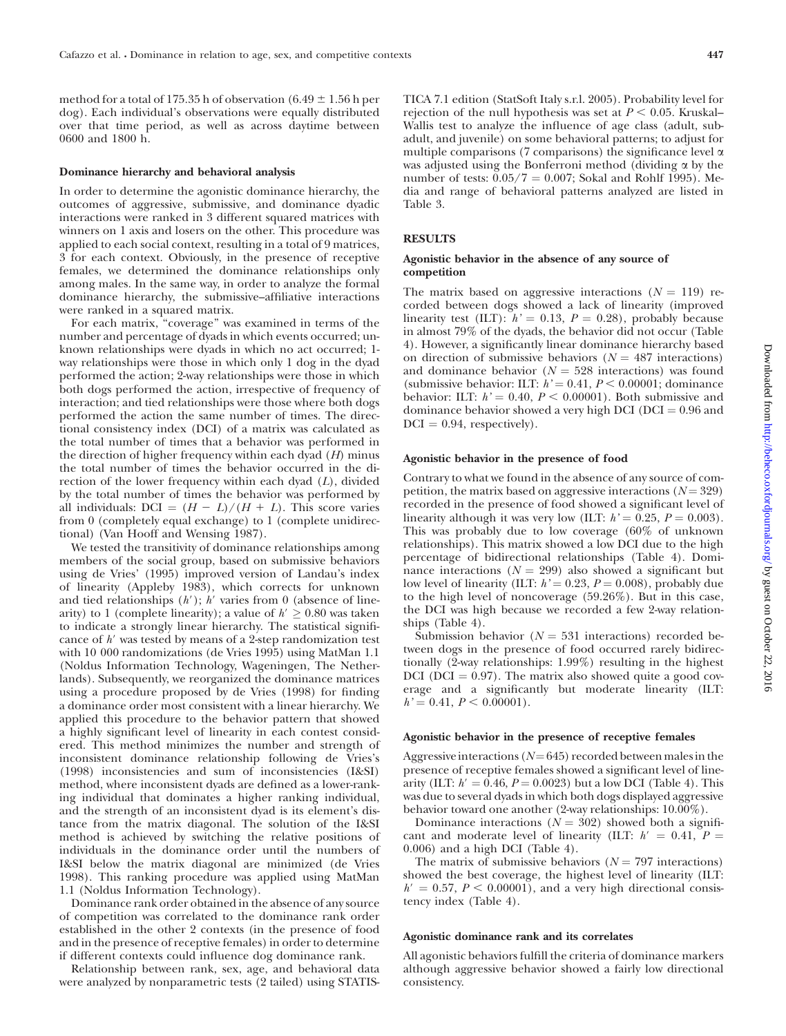method for a total of 175.35 h of observation (6.49 ± 1.56 h per dog). Each individual's observations were equally distributed over that time period, as well as across daytime between 0600 and 1800 h.

### Dominance hierarchy and behavioral analysis

In order to determine the agonistic dominance hierarchy, the outcomes of aggressive, submissive, and dominance dyadic interactions were ranked in 3 different squared matrices with winners on 1 axis and losers on the other. This procedure was applied to each social context, resulting in a total of 9 matrices, 3 for each context. Obviously, in the presence of receptive females, we determined the dominance relationships only among males. In the same way, in order to analyze the formal dominance hierarchy, the submissive–affiliative interactions were ranked in a squared matrix.

For each matrix, "coverage" was examined in terms of the number and percentage of dyads in which events occurred; unknown relationships were dyads in which no act occurred; 1-way relationships were those in which only 1 dog in the dyad performed the action; 2-way relationships were those in which both dogs performed the action, irrespective of frequency of interaction; and tied relationships were those where both dogs performed the action the same number of times. The directional consistency index (DCI) of a matrix was calculated as the total number of times that a behavior was performed in the direction of higher frequency within each dyad ($H$) minus the total number of times the behavior occurred in the direction of the lower frequency within each dyad ($L$), divided by the total number of times the behavior was performed by all individuals: $\mathrm{DCI} = (H - L)/(H + L)$. This score varies from 0 (completely equal exchange) to 1 (complete unidirectional) (Van Hooff and Wensing 1987).

We tested the transitivity of dominance relationships among members of the social group, based on submissive behaviors using de Vries' (1995) improved version of Landau's index of linearity (Appleby 1983), which corrects for unknown and tied relationships ($h'$); $h'$ varies from 0 (absence of linearity) to 1 (complete linearity); a value of $h' \geq 0.80$ was taken to indicate a strongly linear hierarchy. The statistical significance of $h'$ was tested by means of a 2-step randomization test with 10 000 randomizations (de Vries 1995) using MatMan 1.1 (Noldus Information Technology, Wageningen, The Netherlands). Subsequently, we reorganized the dominance matrices using a procedure proposed by de Vries (1998) for finding a dominance order most consistent with a linear hierarchy. We applied this procedure to the behavior pattern that showed a highly significant level of linearity in each contest considered. This method minimizes the number and strength of inconsistent dominance relationship following de Vries's (1998) inconsistencies and sum of inconsistencies (I&SI) method, where inconsistent dyads are defined as a lower-ranking individual that dominates a higher ranking individual, and the strength of an inconsistent dyad is its element's distance from the matrix diagonal. The solution of the I&SI method is achieved by switching the relative positions of individuals in the dominance order until the numbers of I&SI below the matrix diagonal are minimized (de Vries 1998). This ranking procedure was applied using MatMan 1.1 (Noldus Information Technology).

Dominance rank order obtained in the absence of any source of competition was correlated to the dominance rank order established in the other 2 contexts (in the presence of food and in the presence of receptive females) in order to determine if different contexts could influence dog dominance rank.

Relationship between rank, sex, age, and behavioral data were analyzed by nonparametric tests (2 tailed) using STATISTICA 7.1 edition (StatSoft Italy s.r.l. 2005). Probability level for rejection of the null hypothesis was set at $P < 0.05$. Kruskal–Wallis test to analyze the influence of age class (adult, subadult, and juvenile) on some behavioral patterns; to adjust for multiple comparisons (7 comparisons) the significance level $\alpha$ was adjusted using the Bonferroni method (dividing $\alpha$ by the number of tests: $0.05/7 = 0.007$; Sokal and Rohlf 1995). Media and range of behavioral patterns analyzed are listed in Table 3.

## RESULTS

### Agonistic behavior in the absence of any source of competition

The matrix based on aggressive interactions ($N = 119$) recorded between dogs showed a lack of linearity (improved linearity test (ILT): $h' = 0.13$, $P = 0.28$), probably because in almost 79% of the dyads, the behavior did not occur (Table 4). However, a significantly linear dominance hierarchy based on direction of submissive behaviors ($N = 487$ interactions) and dominance behavior ($N = 528$ interactions) was found (submissive behavior: ILT: $h' = 0.41$, $P < 0.00001$; dominance behavior: ILT: $h' = 0.40$, $P < 0.00001$). Both submissive and dominance behavior showed a very high DCI (DCI = 0.96 and DCI = 0.94, respectively).

### Agonistic behavior in the presence of food

Contrary to what we found in the absence of any source of competition, the matrix based on aggressive interactions ($N = 329$) recorded in the presence of food showed a significant level of linearity although it was very low (ILT: $h' = 0.25$, $P = 0.003$). This was probably due to low coverage (60% of unknown relationships). This matrix showed a low DCI due to the high percentage of bidirectional relationships (Table 4). Dominance interactions ($N = 299$) also showed a significant but low level of linearity (ILT: $h' = 0.23$, $P = 0.008$), probably due to the high level of noncoverage (59.26%). But in this case, the DCI was high because we recorded a few 2-way relationships (Table 4).

Submission behavior ($N = 531$ interactions) recorded between dogs in the presence of food occurred rarely bidirectionally (2-way relationships: 1.99%) resulting in the highest DCI (DCI = 0.97). The matrix also showed quite a good coverage and a significantly but moderate linearity (ILT: $h' = 0.41$, $P < 0.00001$).

### Agonistic behavior in the presence of receptive females

Aggressive interactions ($N = 645$) recorded between males in the presence of receptive females showed a significant level of linearity (ILT: $h' = 0.46$, $P = 0.0023$) but a low DCI (Table 4). This was due to several dyads in which both dogs displayed aggressive behavior toward one another (2-way relationships: 10.00%).

Dominance interactions ($N = 302$) showed both a significant and moderate level of linearity (ILT: $h' = 0.41$, $P = 0.006$) and a high DCI (Table 4).

The matrix of submissive behaviors ($N = 797$ interactions) showed the best coverage, the highest level of linearity (ILT: $h' = 0.57$, $P < 0.00001$), and a very high directional consistency index (Table 4).

### Agonistic dominance rank and its correlates

All agonistic behaviors fulfill the criteria of dominance markers although aggressive behavior showed a fairly low directional consistency.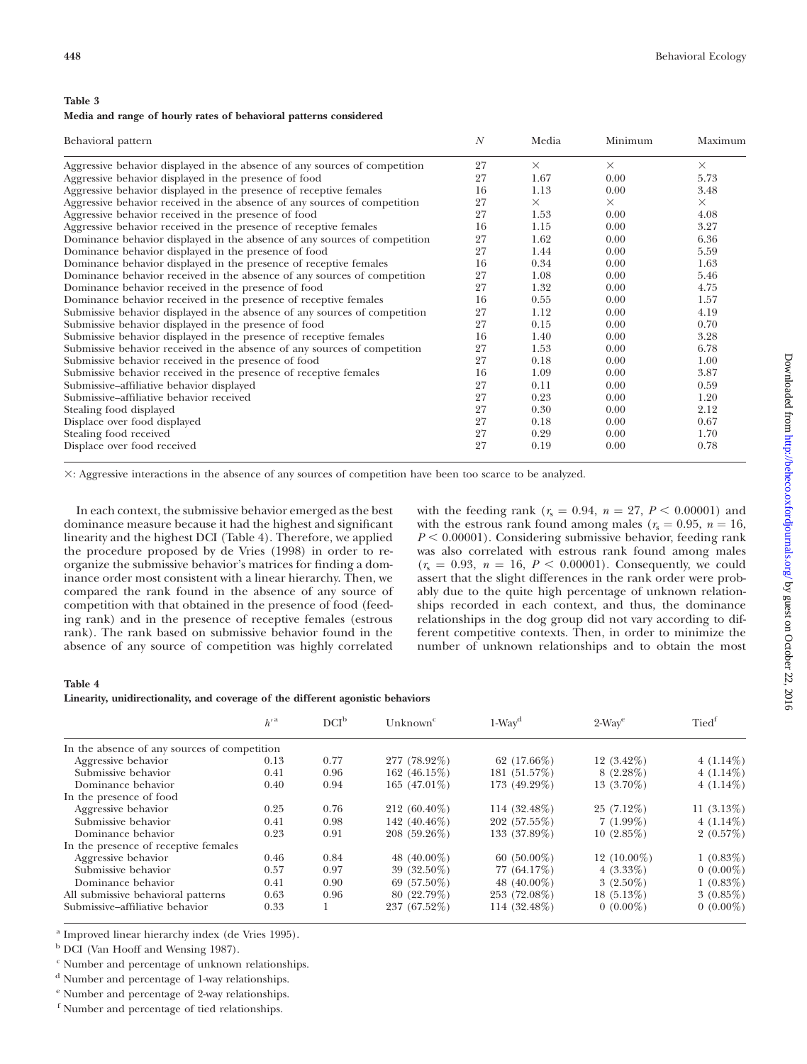**Table 3**
**Media and range of hourly rates of behavioral patterns considered**

| Behavioral pattern | $N$ | Media | Minimum | Maximum |
|---|---|---|---|---|
| Aggressive behavior displayed in the absence of any sources of competition | 27 | × | × | × |
| Aggressive behavior displayed in the presence of food | 27 | 1.67 | 0.00 | 5.73 |
| Aggressive behavior displayed in the presence of receptive females | 16 | 1.13 | 0.00 | 3.48 |
| Aggressive behavior received in the absence of any sources of competition | 27 | × | × | × |
| Aggressive behavior received in the presence of food | 27 | 1.53 | 0.00 | 4.08 |
| Aggressive behavior received in the presence of receptive females | 16 | 1.15 | 0.00 | 3.27 |
| Dominance behavior displayed in the absence of any sources of competition | 27 | 1.62 | 0.00 | 6.36 |
| Dominance behavior displayed in the presence of food | 27 | 1.44 | 0.00 | 5.59 |
| Dominance behavior displayed in the presence of receptive females | 16 | 0.34 | 0.00 | 1.63 |
| Dominance behavior received in the absence of any sources of competition | 27 | 1.08 | 0.00 | 5.46 |
| Dominance behavior received in the presence of food | 27 | 1.32 | 0.00 | 4.75 |
| Dominance behavior received in the presence of receptive females | 16 | 0.55 | 0.00 | 1.57 |
| Submissive behavior displayed in the absence of any sources of competition | 27 | 1.12 | 0.00 | 4.19 |
| Submissive behavior displayed in the presence of food | 27 | 0.15 | 0.00 | 0.70 |
| Submissive behavior displayed in the presence of receptive females | 16 | 1.40 | 0.00 | 3.28 |
| Submissive behavior received in the absence of any sources of competition | 27 | 1.53 | 0.00 | 6.78 |
| Submissive behavior received in the presence of food | 27 | 0.18 | 0.00 | 1.00 |
| Submissive behavior received in the presence of receptive females | 16 | 1.09 | 0.00 | 3.87 |
| Submissive–affiliative behavior displayed | 27 | 0.11 | 0.00 | 0.59 |
| Submissive–affiliative behavior received | 27 | 0.23 | 0.00 | 1.20 |
| Stealing food displayed | 27 | 0.30 | 0.00 | 2.12 |
| Displace over food displayed | 27 | 0.18 | 0.00 | 0.67 |
| Stealing food received | 27 | 0.29 | 0.00 | 1.70 |
| Displace over food received | 27 | 0.19 | 0.00 | 0.78 |

×: Aggressive interactions in the absence of any sources of competition have been too scarce to be analyzed.

In each context, the submissive behavior emerged as the best dominance measure because it had the highest and significant linearity and the highest DCI (Table 4). Therefore, we applied the procedure proposed by de Vries (1998) in order to reorganize the submissive behavior's matrices for finding a dominance order most consistent with a linear hierarchy. Then, we compared the rank found in the absence of any source of competition with that obtained in the presence of food (feeding rank) and in the presence of receptive females (estrous rank). The rank based on submissive behavior found in the absence of any source of competition was highly correlated with the feeding rank ($r_s = 0.94$, $n = 27$, $P < 0.00001$) and with the estrous rank found among males ($r_s = 0.95$, $n = 16$, $P < 0.00001$). Considering submissive behavior, feeding rank was also correlated with estrous rank found among males ($r_s = 0.93$, $n = 16$, $P < 0.00001$). Consequently, we could assert that the slight differences in the rank order were probably due to the quite high percentage of unknown relationships recorded in each context, and thus, the dominance relationships in the dog group did not vary according to different competitive contexts. Then, in order to minimize the number of unknown relationships and to obtain the most

**Table 4**
**Linearity, unidirectionality, and coverage of the different agonistic behaviors**

| | $h'$[a] | DCI[b] | Unknown[c] | 1-Way[d] | 2-Way[e] | Tied[f] |
|---|---|---|---|---|---|---|
| In the absence of any sources of competition | | | | | | |
| Aggressive behavior | 0.13 | 0.77 | 277 (78.92%) | 62 (17.66%) | 12 (3.42%) | 4 (1.14%) |
| Submissive behavior | 0.41 | 0.96 | 162 (46.15%) | 181 (51.57%) | 8 (2.28%) | 4 (1.14%) |
| Dominance behavior | 0.40 | 0.94 | 165 (47.01%) | 173 (49.29%) | 13 (3.70%) | 4 (1.14%) |
| In the presence of food | | | | | | |
| Aggressive behavior | 0.25 | 0.76 | 212 (60.40%) | 114 (32.48%) | 25 (7.12%) | 11 (3.13%) |
| Submissive behavior | 0.41 | 0.98 | 142 (40.46%) | 202 (57.55%) | 7 (1.99%) | 4 (1.14%) |
| Dominance behavior | 0.23 | 0.91 | 208 (59.26%) | 133 (37.89%) | 10 (2.85%) | 2 (0.57%) |
| In the presence of receptive females | | | | | | |
| Aggressive behavior | 0.46 | 0.84 | 48 (40.00%) | 60 (50.00%) | 12 (10.00%) | 1 (0.83%) |
| Submissive behavior | 0.57 | 0.97 | 39 (32.50%) | 77 (64.17%) | 4 (3.33%) | 0 (0.00%) |
| Dominance behavior | 0.41 | 0.90 | 69 (57.50%) | 48 (40.00%) | 3 (2.50%) | 1 (0.83%) |
| All submissive behavioral patterns | 0.63 | 0.96 | 80 (22.79%) | 253 (72.08%) | 18 (5.13%) | 3 (0.85%) |
| Submissive–affiliative behavior | 0.33 | 1 | 237 (67.52%) | 114 (32.48%) | 0 (0.00%) | 0 (0.00%) |

[a] Improved linear hierarchy index (de Vries 1995).
[b] DCI (Van Hooff and Wensing 1987).
[c] Number and percentage of unknown relationships.
[d] Number and percentage of 1-way relationships.
[e] Number and percentage of 2-way relationships.
[f] Number and percentage of tied relationships.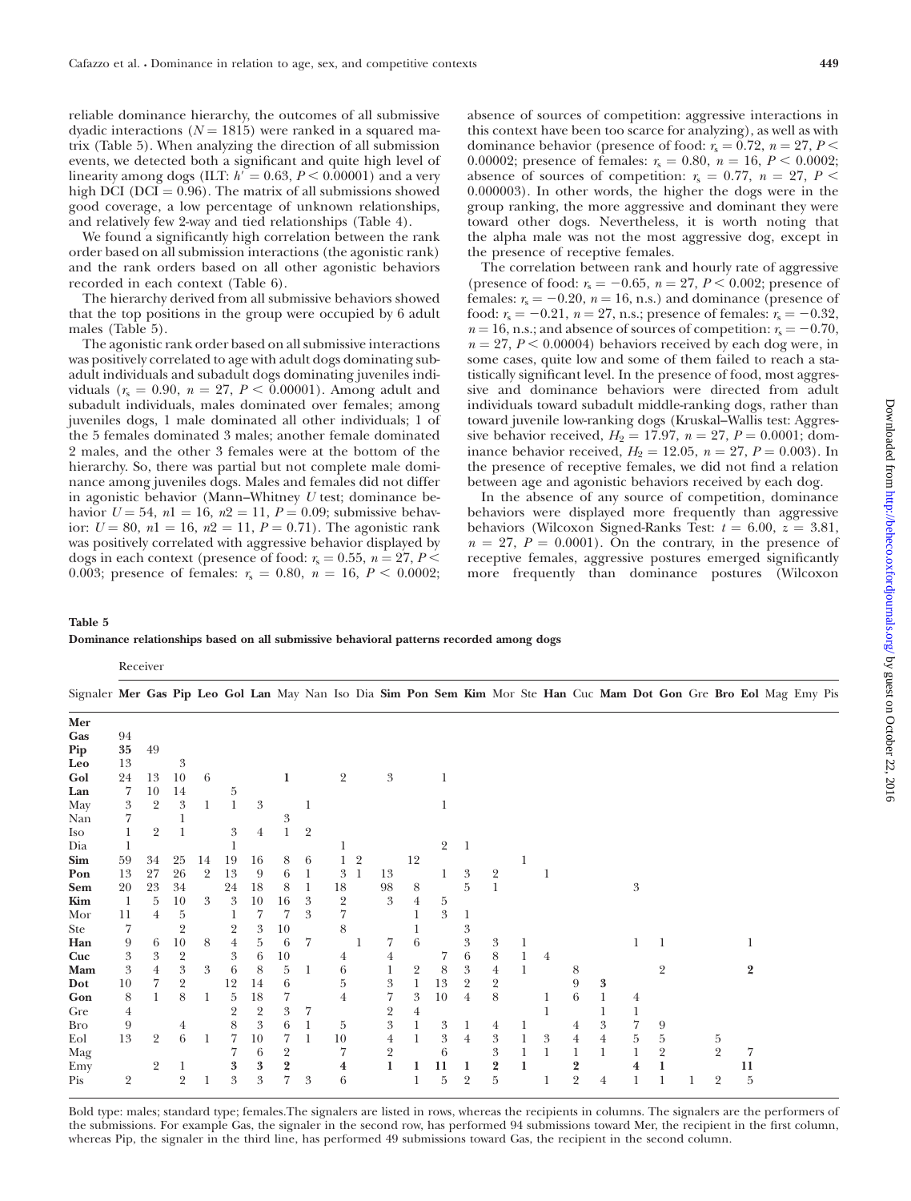reliable dominance hierarchy, the outcomes of all submissive dyadic interactions ($N = 1815$) were ranked in a squared matrix (Table 5). When analyzing the direction of all submission events, we detected both a significant and quite high level of linearity among dogs (ILT: $h' = 0.63$, $P < 0.00001$) and a very high DCI (DCI = 0.96). The matrix of all submissions showed good coverage, a low percentage of unknown relationships, and relatively few 2-way and tied relationships (Table 4).

We found a significantly high correlation between the rank order based on all submission interactions (the agonistic rank) and the rank orders based on all other agonistic behaviors recorded in each context (Table 6).

The hierarchy derived from all submissive behaviors showed that the top positions in the group were occupied by 6 adult males (Table 5).

The agonistic rank order based on all submissive interactions was positively correlated to age with adult dogs dominating subadult individuals and subadult dogs dominating juveniles individuals ($r_s = 0.90$, $n = 27$, $P < 0.00001$). Among adult and subadult individuals, males dominated over females; among juveniles dogs, 1 male dominated all other individuals; 1 of the 5 females dominated 3 males; another female dominated 2 males, and the other 3 females were at the bottom of the hierarchy. So, there was partial but not complete male dominance among juveniles dogs. Males and females did not differ in agonistic behavior (Mann–Whitney $U$ test; dominance behavior $U = 54$, $n1 = 16$, $n2 = 11$, $P = 0.09$; submissive behavior: $U = 80$, $n1 = 16$, $n2 = 11$, $P = 0.71$). The agonistic rank was positively correlated with aggressive behavior displayed by dogs in each context (presence of food: $r_s = 0.55$, $n = 27$, $P < 0.003$; presence of females: $r_s = 0.80$, $n = 16$, $P < 0.0002$; absence of sources of competition: aggressive interactions in this context have been too scarce for analyzing), as well as with dominance behavior (presence of food: $r_s = 0.72$, $n = 27$, $P < 0.00002$; presence of females: $r_s = 0.80$, $n = 16$, $P < 0.0002$; absence of sources of competition: $r_s = 0.77$, $n = 27$, $P < 0.000003$). In other words, the higher the dogs were in the group ranking, the more aggressive and dominant they were toward other dogs. Nevertheless, it is worth noting that the alpha male was not the most aggressive dog, except in the presence of receptive females.

The correlation between rank and hourly rate of aggressive (presence of food: $r_s = -0.65$, $n = 27$, $P < 0.002$; presence of females: $r_s = -0.20$, $n = 16$, n.s.) and dominance (presence of food: $r_s = -0.21$, $n = 27$, n.s.; presence of females: $r_s = -0.32$, $n = 16$, n.s.; and absence of sources of competition: $r_s = -0.70$, $n = 27$, $P < 0.00004$) behaviors received by each dog were, in some cases, quite low and some of them failed to reach a statistically significant level. In the presence of food, most aggressive and dominance behaviors were directed from adult individuals toward subadult middle-ranking dogs, rather than toward juvenile low-ranking dogs (Kruskal–Wallis test: Aggressive behavior received, $H_2 = 17.97$, $n = 27$, $P = 0.0001$; dominance behavior received, $H_2 = 12.05$, $n = 27$, $P = 0.003$). In the presence of receptive females, we did not find a relation between age and agonistic behaviors received by each dog.

In the absence of any source of competition, dominance behaviors were displayed more frequently than aggressive behaviors (Wilcoxon Signed-Ranks Test: $t = 6.00$, $z = 3.81$, $n = 27$, $P = 0.0001$). On the contrary, in the presence of receptive females, aggressive postures emerged significantly more frequently than dominance postures (Wilcoxon

**Table 5**
**Dominance relationships based on all submissive behavioral patterns recorded among dogs**

| Signaler \ Receiver | **Mer** | **Gas** | **Pip** | **Leo** | **Gol** | **Lan** | May | Nan | Iso | Dia | **Sim** | **Pon** | **Sem** | **Kim** | Mor | Ste | **Han** | Cuc | **Mam** | **Dot** | **Gon** | Gre | **Bro** | **Eol** | Mag | Emy | Pis |
|---|---|---|---|---|---|---|---|---|---|---|---|---|---|---|---|---|---|---|---|---|---|---|---|---|---|---|---|
| **Mer** | | | | | | | | | | | | | | | | | | | | | | | | | | | |
| **Gas** | 94 | | | | | | | | | | | | | | | | | | | | | | | | | | |
| **Pip** | 35 | 49 | | | | | | | | | | | | | | | | | | | | | | | | | |
| **Leo** | 13 | | 3 | | | | | | | | | | | | | | | | | | | | | | | | |
| **Gol** | 24 | 13 | 10 | 6 | | | 1 | | 2 | | 3 | | 1 | | | | | | | | | | | | | | |
| **Lan** | 7 | 10 | 14 | | 5 | | | | | | | | | | | | | | | | | | | | | | |
| May | 3 | 2 | 3 | 1 | 1 | 3 | | 1 | | | | | 1 | | | | | | | | | | | | | | |
| Nan | 7 | | 1 | | | | 3 | | | | | | | | | | | | | | | | | | | | |
| Iso | 1 | 2 | 1 | | 3 | 4 | 1 | 2 | | | | | | | | | | | | | | | | | | | |
| Dia | 1 | | | | 1 | | | | 1 | | | | 2 | 1 | | | | | | | | | | | | | |
| **Sim** | 59 | 34 | 25 | 14 | 19 | 16 | 8 | 6 | 1 | 2 | | 12 | | | | 1 | | | | | | | | | | | |
| **Pon** | 13 | 27 | 26 | 2 | 13 | 9 | 6 | 1 | 3 | 1 | 13 | | 1 | 3 | 2 | | 1 | | | | | | | | | | |
| **Sem** | 20 | 23 | 34 | | 24 | 18 | 8 | 1 | 18 | | 98 | 8 | | 5 | 1 | | | | | 3 | | | | | | | |
| **Kim** | 1 | 5 | 10 | 3 | 3 | 10 | 16 | 3 | 2 | | 3 | 4 | 5 | | | | | | | | | | | | | | |
| Mor | 11 | 4 | 5 | | 1 | 7 | 7 | 3 | 7 | | | 1 | 3 | 1 | | | | | | | | | | | | | |
| Ste | 7 | | 2 | | 2 | 3 | 10 | | 8 | | | 1 | | 3 | | | | | | | | | | | | | |
| **Han** | 9 | 6 | 10 | 8 | 4 | 5 | 6 | 7 | | 1 | 7 | 6 | | 3 | 3 | 1 | | | | 1 | 1 | | | 1 | | | |
| Cuc | 3 | 3 | 2 | | 3 | 6 | 10 | | 4 | | 4 | | 7 | 6 | 8 | 1 | 4 | | | | | | | | | | |
| **Mam** | 3 | 4 | 3 | 3 | 6 | 8 | 5 | 1 | 6 | | 1 | 2 | 8 | 3 | 4 | 1 | | 8 | | | 2 | | | 2 | | | |
| **Dot** | 10 | 7 | 2 | | 12 | 14 | 6 | | 5 | | 3 | 1 | 13 | 2 | 2 | | | 9 | 3 | | | | | | | | |
| **Gon** | 8 | 1 | 8 | 1 | 5 | 18 | 7 | | 4 | | 7 | 3 | 10 | 4 | 8 | | 1 | 6 | 1 | 4 | | | | | | | |
| Gre | 4 | | | | 2 | 2 | 3 | 7 | | | 2 | 4 | | | | | 1 | | 1 | 1 | | | | | | | |
| **Bro** | 9 | | 4 | | 8 | 3 | 6 | 1 | 5 | | 3 | 1 | 3 | 1 | 4 | 1 | | 4 | 3 | 7 | 9 | | | | | | |
| **Eol** | 13 | 2 | 6 | 1 | 7 | 10 | 7 | 1 | 10 | | 4 | 1 | 3 | 4 | 3 | 1 | 3 | 4 | 4 | 5 | 5 | | 5 | | | | |
| Mag | | | | | 7 | 6 | 2 | | 7 | | 2 | | 6 | | 3 | 1 | 1 | 1 | 1 | 1 | 2 | | 2 | 7 | | | |
| Emy | | 2 | 1 | | 3 | 3 | 2 | | 4 | | 1 | 1 | 11 | 1 | 2 | 1 | | 2 | | 4 | 1 | | | 11 | | | |
| Pis | 2 | | 2 | 1 | 3 | 3 | 7 | 3 | 6 | | | 1 | 5 | 2 | 5 | | 1 | 2 | 4 | 1 | 1 | 1 | 2 | 5 | | | |

Bold type: males; standard type; females. The signalers are listed in rows, whereas the recipients in columns. The signalers are the performers of the submissions. For example Gas, the signaler in the second row, has performed 94 submissions toward Mer, the recipient in the first column, whereas Pip, the signaler in the third line, has performed 49 submissions toward Gas, the recipient in the second column.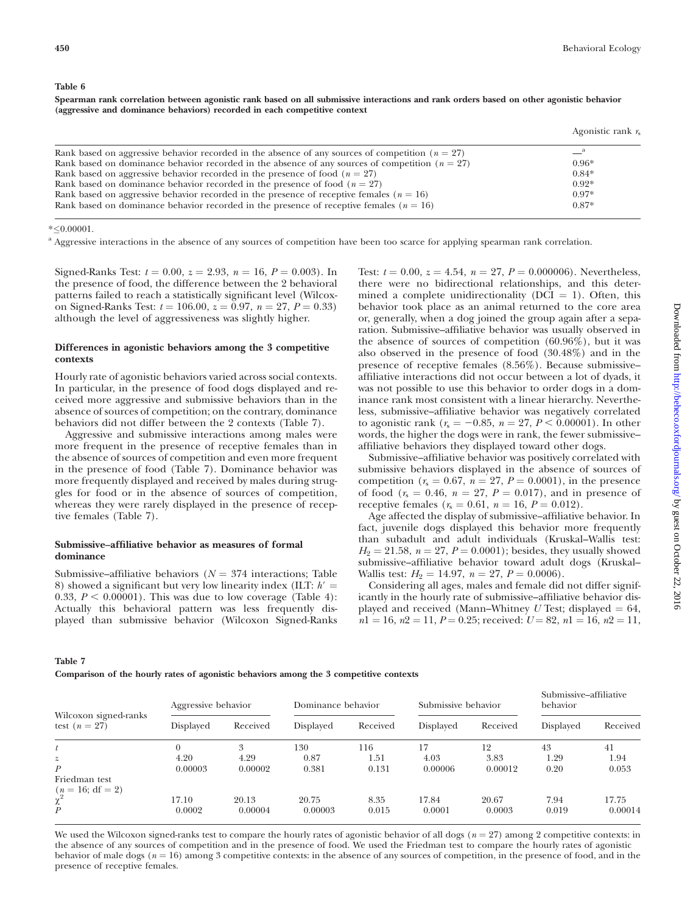**Table 6**

**Spearman rank correlation between agonistic rank based on all submissive interactions and rank orders based on other agonistic behavior (aggressive and dominance behaviors) recorded in each competitive context**

| | Agonistic rank $r_s$ |
|---|---|
| Rank based on aggressive behavior recorded in the absence of any sources of competition ($n = 27$) | —[a] |
| Rank based on dominance behavior recorded in the absence of any sources of competition ($n = 27$) | 0.96* |
| Rank based on aggressive behavior recorded in the presence of food ($n = 27$) | 0.84* |
| Rank based on dominance behavior recorded in the presence of food ($n = 27$) | 0.92* |
| Rank based on aggressive behavior recorded in the presence of receptive females ($n = 16$) | 0.97* |
| Rank based on dominance behavior recorded in the presence of receptive females ($n = 16$) | 0.87* |

*≤0.00001.

[a] Aggressive interactions in the absence of any sources of competition have been too scarce for applying spearman rank correlation.

Signed-Ranks Test: $t = 0.00$, $z = 2.93$, $n = 16$, $P = 0.003$). In the presence of food, the difference between the 2 behavioral patterns failed to reach a statistically significant level (Wilcoxon Signed-Ranks Test: $t = 106.00$, $z = 0.97$, $n = 27$, $P = 0.33$) although the level of aggressiveness was slightly higher.

### Differences in agonistic behaviors among the 3 competitive contexts

Hourly rate of agonistic behaviors varied across social contexts. In particular, in the presence of food dogs displayed and received more aggressive and submissive behaviors than in the absence of sources of competition; on the contrary, dominance behaviors did not differ between the 2 contexts (Table 7).

Aggressive and submissive interactions among males were more frequent in the presence of receptive females than in the absence of sources of competition and even more frequent in the presence of food (Table 7). Dominance behavior was more frequently displayed and received by males during struggles for food or in the absence of sources of competition, whereas they were rarely displayed in the presence of receptive females (Table 7).

### Submissive–affiliative behavior as measures of formal dominance

Submissive–affiliative behaviors ($N = 374$ interactions; Table 8) showed a significant but very low linearity index (ILT: $h' = 0.33$, $P < 0.00001$). This was due to low coverage (Table 4): Actually this behavioral pattern was less frequently displayed than submissive behavior (Wilcoxon Signed-Ranks Test: $t = 0.00$, $z = 4.54$, $n = 27$, $P = 0.000006$). Nevertheless, there were no bidirectional relationships, and this determined a complete unidirectionality (DCI = 1). Often, this behavior took place as an animal returned to the core area or, generally, when a dog joined the group again after a separation. Submissive–affiliative behavior was usually observed in the absence of sources of competition (60.96%), but it was also observed in the presence of food (30.48%) and in the presence of receptive females (8.56%). Because submissive–affiliative interactions did not occur between a lot of dyads, it was not possible to use this behavior to order dogs in a dominance rank most consistent with a linear hierarchy. Nevertheless, submissive–affiliative behavior was negatively correlated to agonistic rank ($r_s = -0.85$, $n = 27$, $P < 0.00001$). In other words, the higher the dogs were in rank, the fewer submissive–affiliative behaviors they displayed toward other dogs.

Submissive–affiliative behavior was positively correlated with submissive behaviors displayed in the absence of sources of competition ($r_s = 0.67$, $n = 27$, $P = 0.0001$), in the presence of food ($r_s = 0.46$, $n = 27$, $P = 0.017$), and in presence of receptive females ($r_s = 0.61$, $n = 16$, $P = 0.012$).

Age affected the display of submissive–affiliative behavior. In fact, juvenile dogs displayed this behavior more frequently than subadult and adult individuals (Kruskal–Wallis test: $H_2 = 21.58$, $n = 27$, $P = 0.0001$); besides, they usually showed submissive–affiliative behavior toward adult dogs (Kruskal–Wallis test: $H_2 = 14.97$, $n = 27$, $P = 0.0006$).

Considering all ages, males and female did not differ significantly in the hourly rate of submissive–affiliative behavior displayed and received (Mann–Whitney $U$ Test; displayed = 64, $n1 = 16$, $n2 = 11$, $P = 0.25$; received: $U = 82$, $n1 = 16$, $n2 = 11$,

**Table 7**

**Comparison of the hourly rates of agonistic behaviors among the 3 competitive contexts**

| Wilcoxon signed-ranks test ($n = 27$) | Aggressive behavior | | Dominance behavior | | Submissive behavior | | Submissive–affiliative behavior | |
|---|---|---|---|---|---|---|---|---|
| | Displayed | Received | Displayed | Received | Displayed | Received | Displayed | Received |
| $t$ | 0 | 3 | 130 | 116 | 17 | 12 | 43 | 41 |
| $z$ | 4.20 | 4.29 | 0.87 | 1.51 | 4.03 | 3.83 | 1.29 | 1.94 |
| $P$ | 0.00003 | 0.00002 | 0.381 | 0.131 | 0.00006 | 0.00012 | 0.20 | 0.053 |
| Friedman test ($n = 16$; df = 2) | | | | | | | | |
| $\chi^2$ | 17.10 | 20.13 | 20.75 | 8.35 | 17.84 | 20.67 | 7.94 | 17.75 |
| $P$ | 0.0002 | 0.00004 | 0.00003 | 0.015 | 0.0001 | 0.0003 | 0.019 | 0.00014 |

We used the Wilcoxon signed-ranks test to compare the hourly rates of agonistic behavior of all dogs ($n = 27$) among 2 competitive contexts: in the absence of any sources of competition and in the presence of food. We used the Friedman test to compare the hourly rates of agonistic behavior of male dogs ($n = 16$) among 3 competitive contexts: in the absence of any sources of competition, in the presence of food, and in the presence of receptive females.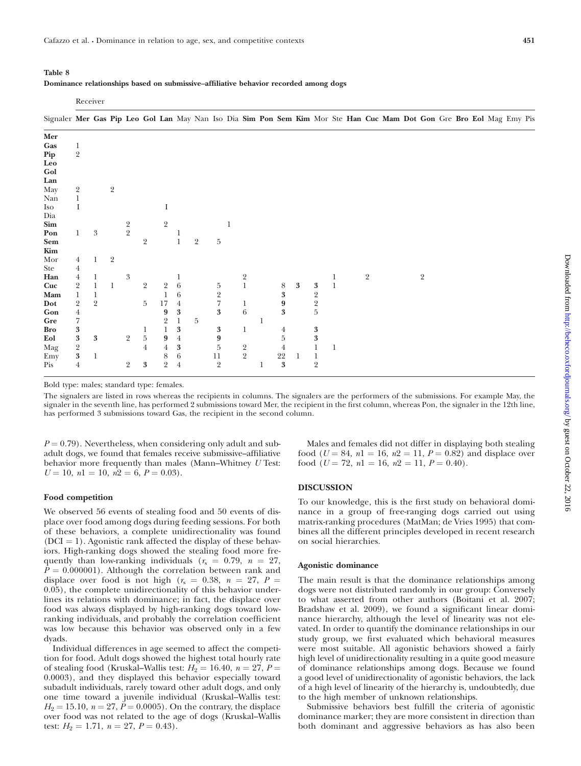**Table 8**

**Dominance relationships based on submissive–affiliative behavior recorded among dogs**

| Signaler \ Receiver | **Mer** | **Gas** | **Pip** | **Leo** | **Gol** | **Lan** | May | Nan | Iso | Dia | **Sim** | **Pon** | **Sem** | **Kim** | Mor | Ste | **Han** | **Cuc** | **Mam** | **Dot** | **Gon** | Gre | **Bro** | **Eol** | Mag | Emy | Pis |
|---|---|---|---|---|---|---|---|---|---|---|---|---|---|---|---|---|---|---|---|---|---|---|---|---|---|---|---|
| **Mer** | | | | | | | | | | | | | | | | | | | | | | | | | | | |
| **Gas** | 1 | | | | | | | | | | | | | | | | | | | | | | | | | | |
| **Pip** | 2 | | | | | | | | | | | | | | | | | | | | | | | | | | |
| **Leo** | | | | | | | | | | | | | | | | | | | | | | | | | | | |
| **Gol** | | | | | | | | | | | | | | | | | | | | | | | | | | | |
| **Lan** | | | | | | | | | | | | | | | | | | | | | | | | | | | |
| May | 2 | | 2 | | | | | | | | | | | | | | | | | | | | | | | | |
| Nan | 1 | | | | | | | | | | | | | | | | | | | | | | | | | | |
| Iso | I | | | | | I | | | | | | | | | | | | | | | | | | | | | |
| Dia | | | | | | | | | | | | | | | | | | | | | | | | | | | |
| **Sim** | | | | 2 | | 2 | | | | 1 | | | | | | | | | | | | | | | | | |
| **Pon** | 1 | 3 | | 2 | | | 1 | | | | | | | | | | | | | | | | | | | | |
| **Sem** | | | | | 2 | | 1 | 2 | 5 | | | | | | | | | | | | | | | | | | |
| **Kim** | | | | | | | | | | | | | | | | | | | | | | | | | | | |
| Mor | 4 | 1 | 2 | | | | | | | | | | | | | | | | | | | | | | | | |
| Ste | 4 | | | | | | | | | | | | | | | | | | | | | | | | | | |
| **Han** | 4 | 1 | | 3 | | | 1 | | | | 2 | | | | | 1 | | 2 | | | 2 | | | | | | |
| **Cuc** | 2 | 1 | 1 | | 2 | 2 | 6 | | 5 | | 1 | | 8 | **3** | **3** | 1 | | | | | | | | | | | |
| **Mam** | 1 | 1 | | | | 1 | 6 | | 2 | | | | **3** | | 2 | | | | | | | | | | | | |
| **Dot** | 2 | 2 | | | 5 | 17 | 4 | | 7 | | 1 | | **9** | | 2 | | | | | | | | | | | | |
| **Gon** | 4 | | | | | **9** | **3** | | **3** | | 6 | | **3** | | 5 | | | | | | | | | | | | |
| Gre | 7 | | | | | 2 | 1 | 5 | | | | 1 | | | | | | | | | | | | | | | |
| **Bro** | **3** | | | | 1 | 1 | **3** | | **3** | | 1 | | 4 | | **3** | | | | | | | | | | | | |
| **Eol** | **3** | **3** | | 2 | 5 | **9** | 4 | | **9** | | | | 5 | | **3** | | | | | | | | | | | | |
| Mag | 2 | | | | 4 | 4 | **3** | | 5 | | 2 | | 4 | | 1 | 1 | | | | | | | | | | | |
| Emy | **3** | 1 | | | | 8 | 6 | | 11 | | 2 | | 22 | 1 | 1 | | | | | | | | | | | | |
| Pis | 4 | | | 2 | **3** | 2 | 4 | | 2 | | | 1 | **3** | | 2 | | | | | | | | | | | | |

Bold type: males; standard type: females.

The signalers are listed in rows whereas the recipients in columns. The signalers are the performers of the submissions. For example May, the signaler in the seventh line, has performed 2 submissions toward Mer, the recipient in the first column, whereas Pon, the signaler in the 12th line, has performed 3 submissions toward Gas, the recipient in the second column.

$P = 0.79$). Nevertheless, when considering only adult and subadult dogs, we found that females receive submissive–affiliative behavior more frequently than males (Mann–Whitney *U* Test: $U = 10$, $n1 = 10$, $n2 = 6$, $P = 0.03$).

#### Food competition

We observed 56 events of stealing food and 50 events of displace over food among dogs during feeding sessions. For both of these behaviors, a complete unidirectionality was found (DCI = 1). Agonistic rank affected the display of these behaviors. High-ranking dogs showed the stealing food more frequently than low-ranking individuals ($r_s = 0.79$, $n = 27$, $P = 0.000001$). Although the correlation between rank and displace over food is not high ($r_s = 0.38$, $n = 27$, $P = 0.05$), the complete unidirectionality of this behavior underlines its relations with dominance; in fact, the displace over food was always displayed by high-ranking dogs toward low-ranking individuals, and probably the correlation coefficient was low because this behavior was observed only in a few dyads.

Individual differences in age seemed to affect the competition for food. Adult dogs showed the highest total hourly rate of stealing food (Kruskal–Wallis test: $H_2 = 16.40$, $n = 27$, $P = 0.0003$), and they displayed this behavior especially toward subadult individuals, rarely toward other adult dogs, and only one time toward a juvenile individual (Kruskal–Wallis test: $H_2 = 15.10$, $n = 27$, $P = 0.0005$). On the contrary, the displace over food was not related to the age of dogs (Kruskal–Wallis test: $H_2 = 1.71$, $n = 27$, $P = 0.43$).

Males and females did not differ in displaying both stealing food ($U = 84$, $n1 = 16$, $n2 = 11$, $P = 0.82$) and displace over food ($U = 72$, $n1 = 16$, $n2 = 11$, $P = 0.40$).

## DISCUSSION

To our knowledge, this is the first study on behavioral dominance in a group of free-ranging dogs carried out using matrix-ranking procedures (MatMan; de Vries 1995) that combines all the different principles developed in recent research on social hierarchies.

#### Agonistic dominance

The main result is that the dominance relationships among dogs were not distributed randomly in our group: Conversely to what asserted from other authors (Boitani et al. 2007; Bradshaw et al. 2009), we found a significant linear dominance hierarchy, although the level of linearity was not elevated. In order to quantify the dominance relationships in our study group, we first evaluated which behavioral measures were most suitable. All agonistic behaviors showed a fairly high level of unidirectionality resulting in a quite good measure of dominance relationships among dogs. Because we found a good level of unidirectionality of agonistic behaviors, the lack of a high level of linearity of the hierarchy is, undoubtedly, due to the high member of unknown relationships.

Submissive behaviors best fulfill the criteria of agonistic dominance marker; they are more consistent in direction than both dominant and aggressive behaviors as has also been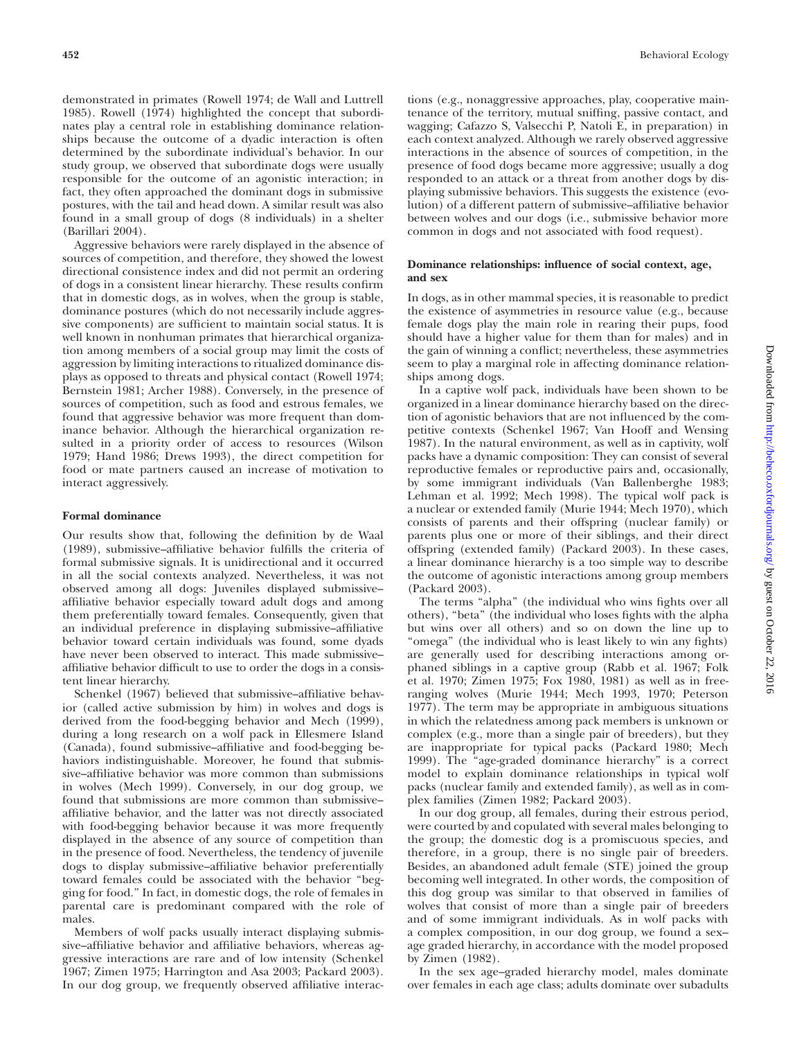demonstrated in primates (Rowell 1974; de Wall and Luttrell 1985). Rowell (1974) highlighted the concept that subordinates play a central role in establishing dominance relationships because the outcome of a dyadic interaction is often determined by the subordinate individual's behavior. In our study group, we observed that subordinate dogs were usually responsible for the outcome of an agonistic interaction; in fact, they often approached the dominant dogs in submissive postures, with the tail and head down. A similar result was also found in a small group of dogs (8 individuals) in a shelter (Barillari 2004).

Aggressive behaviors were rarely displayed in the absence of sources of competition, and therefore, they showed the lowest directional consistence index and did not permit an ordering of dogs in a consistent linear hierarchy. These results confirm that in domestic dogs, as in wolves, when the group is stable, dominance postures (which do not necessarily include aggressive components) are sufficient to maintain social status. It is well known in nonhuman primates that hierarchical organization among members of a social group may limit the costs of aggression by limiting interactions to ritualized dominance displays as opposed to threats and physical contact (Rowell 1974; Bernstein 1981; Archer 1988). Conversely, in the presence of sources of competition, such as food and estrous females, we found that aggressive behavior was more frequent than dominance behavior. Although the hierarchical organization resulted in a priority order of access to resources (Wilson 1979; Hand 1986; Drews 1993), the direct competition for food or mate partners caused an increase of motivation to interact aggressively.

### Formal dominance

Our results show that, following the definition by de Waal (1989), submissive–affiliative behavior fulfills the criteria of formal submissive signals. It is unidirectional and it occurred in all the social contexts analyzed. Nevertheless, it was not observed among all dogs: Juveniles displayed submissive–affiliative behavior especially toward adult dogs and among them preferentially toward females. Consequently, given that an individual preference in displaying submissive–affiliative behavior toward certain individuals was found, some dyads have never been observed to interact. This made submissive–affiliative behavior difficult to use to order the dogs in a consistent linear hierarchy.

Schenkel (1967) believed that submissive–affiliative behavior (called active submission by him) in wolves and dogs is derived from the food-begging behavior and Mech (1999), during a long research on a wolf pack in Ellesmere Island (Canada), found submissive–affiliative and food-begging behaviors indistinguishable. Moreover, he found that submissive–affiliative behavior was more common than submissions in wolves (Mech 1999). Conversely, in our dog group, we found that submissions are more common than submissive–affiliative behavior, and the latter was not directly associated with food-begging behavior because it was more frequently displayed in the absence of any source of competition than in the presence of food. Nevertheless, the tendency of juvenile dogs to display submissive–affiliative behavior preferentially toward females could be associated with the behavior "begging for food." In fact, in domestic dogs, the role of females in parental care is predominant compared with the role of males.

Members of wolf packs usually interact displaying submissive–affiliative behavior and affiliative behaviors, whereas aggressive interactions are rare and of low intensity (Schenkel 1967; Zimen 1975; Harrington and Asa 2003; Packard 2003). In our dog group, we frequently observed affiliative interactions (e.g., nonaggressive approaches, play, cooperative maintenance of the territory, mutual sniffing, passive contact, and wagging; Cafazzo S, Valsecchi P, Natoli E, in preparation) in each context analyzed. Although we rarely observed aggressive interactions in the absence of sources of competition, in the presence of food dogs became more aggressive; usually a dog responded to an attack or a threat from another dogs by displaying submissive behaviors. This suggests the existence (evolution) of a different pattern of submissive–affiliative behavior between wolves and our dogs (i.e., submissive behavior more common in dogs and not associated with food request).

### Dominance relationships: influence of social context, age, and sex

In dogs, as in other mammal species, it is reasonable to predict the existence of asymmetries in resource value (e.g., because female dogs play the main role in rearing their pups, food should have a higher value for them than for males) and in the gain of winning a conflict; nevertheless, these asymmetries seem to play a marginal role in affecting dominance relationships among dogs.

In a captive wolf pack, individuals have been shown to be organized in a linear dominance hierarchy based on the direction of agonistic behaviors that are not influenced by the competitive contexts (Schenkel 1967; Van Hooff and Wensing 1987). In the natural environment, as well as in captivity, wolf packs have a dynamic composition: They can consist of several reproductive females or reproductive pairs and, occasionally, by some immigrant individuals (Van Ballenberghe 1983; Lehman et al. 1992; Mech 1998). The typical wolf pack is a nuclear or extended family (Murie 1944; Mech 1970), which consists of parents and their offspring (nuclear family) or parents plus one or more of their siblings, and their direct offspring (extended family) (Packard 2003). In these cases, a linear dominance hierarchy is a too simple way to describe the outcome of agonistic interactions among group members (Packard 2003).

The terms "alpha" (the individual who wins fights over all others), "beta" (the individual who loses fights with the alpha but wins over all others) and so on down the line up to "omega" (the individual who is least likely to win any fights) are generally used for describing interactions among orphaned siblings in a captive group (Rabb et al. 1967; Folk et al. 1970; Zimen 1975; Fox 1980, 1981) as well as in free-ranging wolves (Murie 1944; Mech 1993, 1970; Peterson 1977). The term may be appropriate in ambiguous situations in which the relatedness among pack members is unknown or complex (e.g., more than a single pair of breeders), but they are inappropriate for typical packs (Packard 1980; Mech 1999). The "age-graded dominance hierarchy" is a correct model to explain dominance relationships in typical wolf packs (nuclear family and extended family), as well as in complex families (Zimen 1982; Packard 2003).

In our dog group, all females, during their estrous period, were courted by and copulated with several males belonging to the group; the domestic dog is a promiscuous species, and therefore, in a group, there is no single pair of breeders. Besides, an abandoned adult female (STE) joined the group becoming well integrated. In other words, the composition of this dog group was similar to that observed in families of wolves that consist of more than a single pair of breeders and of some immigrant individuals. As in wolf packs with a complex composition, in our dog group, we found a sex–age graded hierarchy, in accordance with the model proposed by Zimen (1982).

In the sex age–graded hierarchy model, males dominate over females in each age class; adults dominate over subadults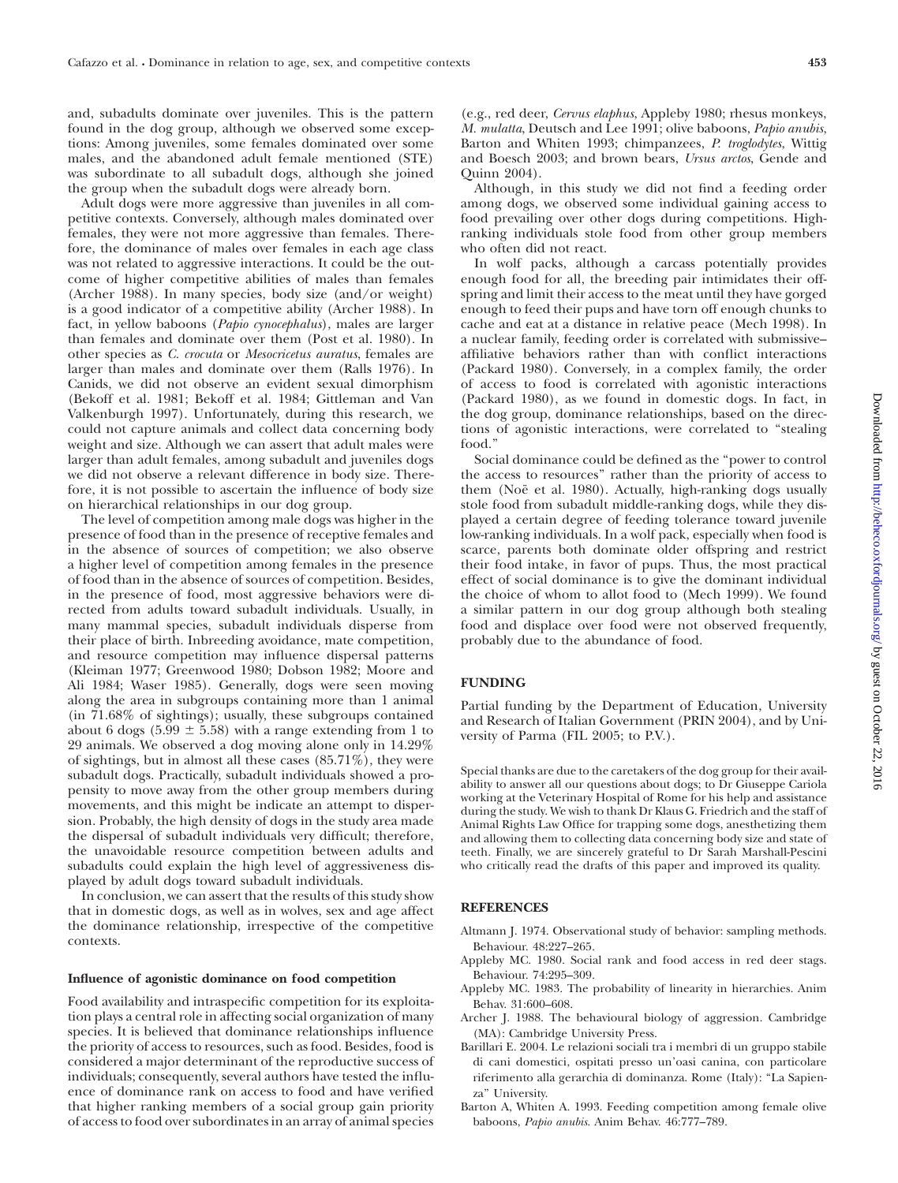and, subadults dominate over juveniles. This is the pattern found in the dog group, although we observed some exceptions: Among juveniles, some females dominated over some males, and the abandoned adult female mentioned (STE) was subordinate to all subadult dogs, although she joined the group when the subadult dogs were already born.

Adult dogs were more aggressive than juveniles in all competitive contexts. Conversely, although males dominated over females, they were not more aggressive than females. Therefore, the dominance of males over females in each age class was not related to aggressive interactions. It could be the outcome of higher competitive abilities of males than females (Archer 1988). In many species, body size (and/or weight) is a good indicator of a competitive ability (Archer 1988). In fact, in yellow baboons (*Papio cynocephalus*), males are larger than females and dominate over them (Post et al. 1980). In other species as *C. crocuta* or *Mesocricetus auratus*, females are larger than males and dominate over them (Ralls 1976). In Canids, we did not observe an evident sexual dimorphism (Bekoff et al. 1981; Bekoff et al. 1984; Gittleman and Van Valkenburgh 1997). Unfortunately, during this research, we could not capture animals and collect data concerning body weight and size. Although we can assert that adult males were larger than adult females, among subadult and juveniles dogs we did not observe a relevant difference in body size. Therefore, it is not possible to ascertain the influence of body size on hierarchical relationships in our dog group.

The level of competition among male dogs was higher in the presence of food than in the presence of receptive females and in the absence of sources of competition; we also observe a higher level of competition among females in the presence of food than in the absence of sources of competition. Besides, in the presence of food, most aggressive behaviors were directed from adults toward subadult individuals. Usually, in many mammal species, subadult individuals disperse from their place of birth. Inbreeding avoidance, mate competition, and resource competition may influence dispersal patterns (Kleiman 1977; Greenwood 1980; Dobson 1982; Moore and Ali 1984; Waser 1985). Generally, dogs were seen moving along the area in subgroups containing more than 1 animal (in 71.68% of sightings); usually, these subgroups contained about 6 dogs ($5.99 \pm 5.58$) with a range extending from 1 to 29 animals. We observed a dog moving alone only in 14.29% of sightings, but in almost all these cases (85.71%), they were subadult dogs. Practically, subadult individuals showed a propensity to move away from the other group members during movements, and this might be indicate an attempt to dispersion. Probably, the high density of dogs in the study area made the dispersal of subadult individuals very difficult; therefore, the unavoidable resource competition between adults and subadults could explain the high level of aggressiveness displayed by adult dogs toward subadult individuals.

In conclusion, we can assert that the results of this study show that in domestic dogs, as well as in wolves, sex and age affect the dominance relationship, irrespective of the competitive contexts.

#### Influence of agonistic dominance on food competition

Food availability and intraspecific competition for its exploitation plays a central role in affecting social organization of many species. It is believed that dominance relationships influence the priority of access to resources, such as food. Besides, food is considered a major determinant of the reproductive success of individuals; consequently, several authors have tested the influence of dominance rank on access to food and have verified that higher ranking members of a social group gain priority of access to food over subordinates in an array of animal species (e.g., red deer, *Cervus elaphus*, Appleby 1980; rhesus monkeys, *M. mulatta*, Deutsch and Lee 1991; olive baboons, *Papio anubis*, Barton and Whiten 1993; chimpanzees, *P. troglodytes*, Wittig and Boesch 2003; and brown bears, *Ursus arctos*, Gende and Quinn 2004).

Although, in this study we did not find a feeding order among dogs, we observed some individual gaining access to food prevailing over other dogs during competitions. High-ranking individuals stole food from other group members who often did not react.

In wolf packs, although a carcass potentially provides enough food for all, the breeding pair intimidates their offspring and limit their access to the meat until they have gorged enough to feed their pups and have torn off enough chunks to cache and eat at a distance in relative peace (Mech 1998). In a nuclear family, feeding order is correlated with submissive–affiliative behaviors rather than with conflict interactions (Packard 1980). Conversely, in a complex family, the order of access to food is correlated with agonistic interactions (Packard 1980), as we found in domestic dogs. In fact, in the dog group, dominance relationships, based on the directions of agonistic interactions, were correlated to "stealing food."

Social dominance could be defined as the "power to control the access to resources" rather than the priority of access to them (Noë et al. 1980). Actually, high-ranking dogs usually stole food from subadult middle-ranking dogs, while they displayed a certain degree of feeding tolerance toward juvenile low-ranking individuals. In a wolf pack, especially when food is scarce, parents both dominate older offspring and restrict their food intake, in favor of pups. Thus, the most practical effect of social dominance is to give the dominant individual the choice of whom to allot food to (Mech 1999). We found a similar pattern in our dog group although both stealing food and displace over food were not observed frequently, probably due to the abundance of food.

## FUNDING

Partial funding by the Department of Education, University and Research of Italian Government (PRIN 2004), and by University of Parma (FIL 2005; to P.V.).

Special thanks are due to the caretakers of the dog group for their availability to answer all our questions about dogs; to Dr Giuseppe Cariola working at the Veterinary Hospital of Rome for his help and assistance during the study. We wish to thank Dr Klaus G. Friedrich and the staff of Animal Rights Law Office for trapping some dogs, anesthetizing them and allowing them to collecting data concerning body size and state of teeth. Finally, we are sincerely grateful to Dr Sarah Marshall-Pescini who critically read the drafts of this paper and improved its quality.

## REFERENCES

Altmann J. 1974. Observational study of behavior: sampling methods. Behaviour. 48:227–265.

Appleby MC. 1980. Social rank and food access in red deer stags. Behaviour. 74:295–309.

Appleby MC. 1983. The probability of linearity in hierarchies. Anim Behav. 31:600–608.

Archer J. 1988. The behavioural biology of aggression. Cambridge (MA): Cambridge University Press.

Barillari E. 2004. Le relazioni sociali tra i membri di un gruppo stabile di cani domestici, ospitati presso un'oasi canina, con particolare riferimento alla gerarchia di dominanza. Rome (Italy): "La Sapienza" University.

Barton A, Whiten A. 1993. Feeding competition among female olive baboons, *Papio anubis*. Anim Behav. 46:777–789.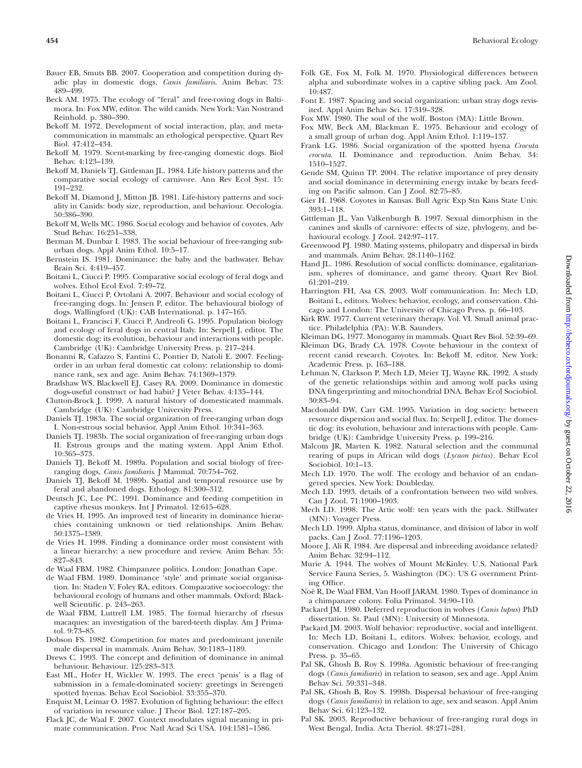Bauer EB, Smuts BB. 2007. Cooperation and competition during dyadic play in domestic dogs, *Canis familiaris*. Anim Behav. 73: 489–499.

Beck AM. 1975. The ecology of "feral" and free-roving dogs in Baltimora. In: Fox MW, editor. The wild canids. New York: Van Nostrand Reinhold. p. 380–390.

Bekoff M. 1972. Development of social interaction, play, and metacommunication in mammals: an ethological perspective. Quart Rev Biol. 47:412–434.

Bekoff M. 1979. Scent-marking by free-ranging domestic dogs. Biol Behav. 4:123–139.

Bekoff M, Daniels TJ, Gittleman JL. 1984. Life history patterns and the comparative social ecology of carnivore. Ann Rev Ecol Syst. 15: 191–232.

Bekoff M, Diamond J, Mitton JB. 1981. Life-history patterns and sociality in Canids: body size, reproduction, and behaviour. Oecologia. 50:386–390.

Bekoff M, Wells MC. 1986. Social ecology and behavior of coyotes. Adv Stud Behav. 16:251–338.

Berman M, Dunbar I. 1983. The social behaviour of free-ranging suburban dogs. Appl Anim Ethol. 10:5–17.

Bernstein IS. 1981. Dominance: the baby and the bathwater. Behav Brain Sci. 4:419–457.

Boitani L, Ciucci P. 1995. Comparative social ecology of feral dogs and wolves. Ethol Ecol Evol. 7:49–72.

Boitani L, Ciucci P, Ortolani A. 2007. Behaviour and social ecology of free-ranging dogs. In: Jensen P, editor. The behavioural biology of dogs. Wallingford (UK): CAB International. p. 147–165.

Boitani L, Francisci F, Ciucci P, Andreoli G. 1995. Population biology and ecology of feral dogs in central Italy. In: Serpell J, editor. The domestic dog: its evolution, behaviour and interactions with people. Cambridge (UK): Cambridge University Press. p. 217–244.

Bonanni R, Cafazzo S, Fantini C, Pontier D, Natoli E. 2007. Feeling-order in an urban feral domestic cat colony: relationship to dominance rank, sex and age. Anim Behav. 74:1369–1379.

Bradshaw WS, Blackwell EJ, Casey RA. 2009. Dominance in domestic dogs-useful construct or bad habit? J Veter Behav. 4:135–144.

Clutton-Brock J. 1999. A natural history of domesticated mammals. Cambridge (UK): Cambridge University Press.

Daniels TJ. 1983a. The social organization of free-ranging urban dogs I. Non-estrous social behavior. Appl Anim Ethol. 10:341–363.

Daniels TJ. 1983b. The social organization of free-ranging urban dogs II. Estrous groups and the mating system. Appl Anim Ethol. 10:365–373.

Daniels TJ, Bekoff M. 1989a. Population and social biology of free-ranging dogs, *Canis familiaris*. J Mammal. 70:754–762.

Daniels TJ, Bekoff M. 1989b. Spatial and temporal resource use by feral and abandoned dogs. Ethology. 81:300–312.

Deutsch JC, Lee PC. 1991. Dominance and feeding competition in captive rhesus monkeys. Int J Primatol. 12:615–628.

de Vries H. 1995. An improved test of linearity in dominance hierarchies containing unknown or tied relationships. Anim Behav. 50:1375–1389.

de Vries H. 1998. Finding a dominance order most consistent with a linear hierarchy: a new procedure and review. Anim Behav. 55: 827–843.

de Waal FBM. 1982. Chimpanzee politics. London: Jonathan Cape.

de Waal FBM. 1989. Dominance 'style' and primate social organisation. In: Staden V, Foley RA, editors. Comparative socioecology: the behavioural ecology of humans and other mammals. Oxford: Blackwell Scientific. p. 243–263.

de Waal FBM, Luttrell LM. 1985. The formal hierarchy of rhesus macaques: an investigation of the bared-teeth display. Am J Primatol. 9:73–85.

Dobson FS. 1982. Competition for mates and predominant juvenile male dispersal in mammals. Anim Behav. 30:1183–1189.

Drews C. 1993. The concept and definition of dominance in animal behaviour. Behaviour. 125:283–313.

East ML, Hofer H, Wickler W. 1993. The erect 'penis' is a flag of submission in a female-dominated society: greetings in Serengeti spotted hyenas. Behav Ecol Sociobiol. 33:355–370.

Enquist M, Leimar O. 1987. Evolution of fighting behaviour: the effect of variation in resource value. J Theor Biol. 127:187–205.

Flack JC, de Waal F. 2007. Context modulates signal meaning in primate communication. Proc Natl Acad Sci USA. 104:1581–1586.

Folk GE, Fox M, Folk M. 1970. Physiological differences between alpha and subordinate wolves in a captive sibling pack. Am Zool. 10:487.

Font E. 1987. Spacing and social organization: urban stray dogs revisited. Appl Anim Behav Sci. 17:319–328.

Fox MW. 1980. The soul of the wolf. Boston (MA): Little Brown.

Fox MW, Beck AM, Blackman E. 1975. Behaviour and ecology of a small group of urban dog. Appl Anim Ethol. 1:119–137.

Frank LG. 1986. Social organization of the spotted hyena *Crocuta crocuta*. II. Dominance and reproduction. Anim Behav. 34: 1510–1527.

Gende SM, Quinn TP. 2004. The relative importance of prey density and social dominance in determining energy intake by bears feeding on Pacific salmon. Can J Zool. 82:75–85.

Gier H. 1968. Coyotes in Kansas. Bull Agric Exp Stn Kans State Univ. 393:1–118.

Gittleman JL, Van Valkenburgh B. 1997. Sexual dimorphism in the canines and skulls of carnivore: effects of size, phylogeny, and behavioural ecology. J Zool. 242:97–117.

Greenwood PJ. 1980. Mating systems, philopatry and dispersal in birds and mammals. Anim Behav. 28:1140–1162.

Hand JL. 1986. Resolution of social conflicts: dominance, egalitarianism, spheres of dominance, and game theory. Quart Rev Biol. 61:201–219.

Harrington FH, Asa CS. 2003. Wolf communication. In: Mech LD, Boitani L, editors. Wolves: behavior, ecology, and conservation. Chicago and London: The University of Chicago Press. p. 66–103.

Kirk RW. 1977. Current veterinary therapy. Vol. VI. Small animal practice. Philadelphia (PA): W.B. Saunders.

Kleiman DG. 1977. Monogamy in mammals. Quart Rev Biol. 52:39–69.

Kleiman DG, Brady CA. 1978. Coyote behaviour in the context of recent canid research. Coyotes. In: Bekoff M, editor. New York: Academic Press. p. 163–188.

Lehman N, Clarkson P, Mech LD, Meier TJ, Wayne RK. 1992. A study of the genetic relationships within and among wolf packs using DNA fingerprinting and mitochondrial DNA. Behav Ecol Sociobiol. 30:83–94.

Macdonald DW, Carr GM. 1995. Variation in dog society: between resource dispersion and social flux. In: Serpell J, editor. The domestic dog: its evolution, behaviour and interactions with people. Cambridge (UK): Cambridge University Press. p. 199–216.

Malcom JR, Marten K. 1982. Natural selection and the communal rearing of pups in African wild dogs (*Lycaon pictus*). Behav Ecol Sociobiol. 10:1–13.

Mech LD. 1970. The wolf. The ecology and behavior of an endangered species. New York: Doubleday.

Mech LD. 1993. details of a confrontation between two wild wolves. Can J Zool. 71:1900–1903.

Mech LD. 1998. The Artic wolf: ten years with the pack. Stillwater (MN): Voyager Press.

Mech LD. 1999. Alpha status, dominance, and division of labor in wolf packs. Can J Zool. 77:1196–1203.

Moore J, Ali R. 1984. Are dispersal and inbreeding avoidance related? Anim Behav. 32:94–112.

Murie A. 1944. The wolves of Mount McKinley. U.S. National Park Service Fauna Series, 5. Washington (DC): US G overnment Printing Office.

Noë R, De Waal FBM, Van Hooff JARAM. 1980. Types of dominance in a chimpanzee colony. Folia Primatol. 34:90–110.

Packard JM. 1980. Deferred reproduction in wolves (*Canis lupus*) PhD dissertation. St. Paul (MN): University of Minnesota.

Packard JM. 2003. Wolf behavior: reproductive, social and intelligent. In: Mech LD, Boitani L, editors. Wolves: behavior, ecology, and conservation. Chicago and London: The University of Chicago Press. p. 35–65.

Pal SK, Ghosh B, Roy S. 1998a. Agonistic behaviour of free-ranging dogs (*Canis familiaris*) in relation to season, sex and age. Appl Anim Behav Sci. 59:331–348.

Pal SK, Ghosh B, Roy S. 1998b. Dispersal behaviour of free-ranging dogs (*Canis familiaris*) in relation to age, sex and season. Appl Anim Behav Sci. 61:123–132.

Pal SK. 2003. Reproductive behaviour of free-ranging rural dogs in West Bengal, India. Acta Theriol. 48:271–281.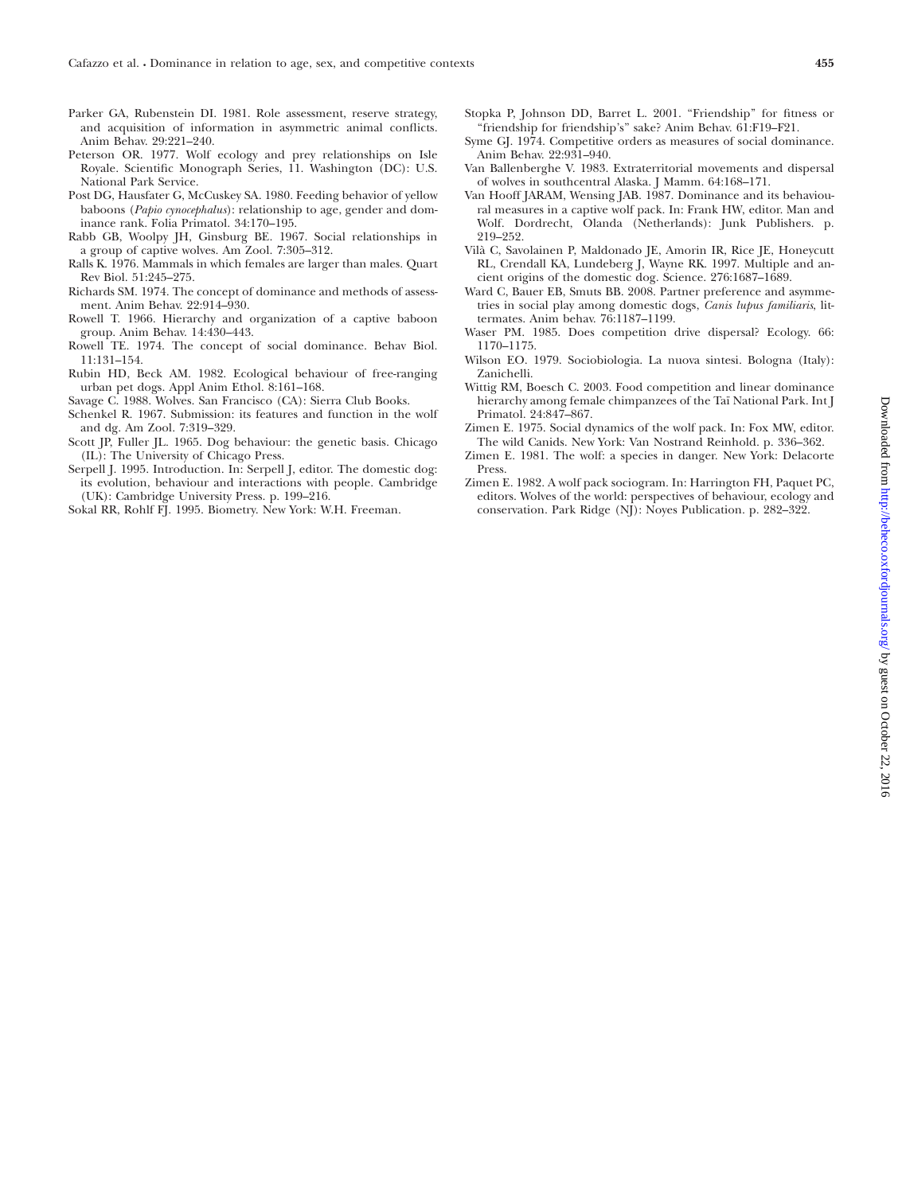Parker GA, Rubenstein DI. 1981. Role assessment, reserve strategy, and acquisition of information in asymmetric animal conflicts. Anim Behav. 29:221–240.

Peterson OR. 1977. Wolf ecology and prey relationships on Isle Royale. Scientific Monograph Series, 11. Washington (DC): U.S. National Park Service.

Post DG, Hausfater G, McCuskey SA. 1980. Feeding behavior of yellow baboons (*Papio cynocephalus*): relationship to age, gender and dominance rank. Folia Primatol. 34:170–195.

Rabb GB, Woolpy JH, Ginsburg BE. 1967. Social relationships in a group of captive wolves. Am Zool. 7:305–312.

Ralls K. 1976. Mammals in which females are larger than males. Quart Rev Biol. 51:245–275.

Richards SM. 1974. The concept of dominance and methods of assessment. Anim Behav. 22:914–930.

Rowell T. 1966. Hierarchy and organization of a captive baboon group. Anim Behav. 14:430–443.

Rowell TE. 1974. The concept of social dominance. Behav Biol. 11:131–154.

Rubin HD, Beck AM. 1982. Ecological behaviour of free-ranging urban pet dogs. Appl Anim Ethol. 8:161–168.

Savage C. 1988. Wolves. San Francisco (CA): Sierra Club Books.

Schenkel R. 1967. Submission: its features and function in the wolf and dg. Am Zool. 7:319–329.

Scott JP, Fuller JL. 1965. Dog behaviour: the genetic basis. Chicago (IL): The University of Chicago Press.

Serpell J. 1995. Introduction. In: Serpell J, editor. The domestic dog: its evolution, behaviour and interactions with people. Cambridge (UK): Cambridge University Press. p. 199–216.

Sokal RR, Rohlf FJ. 1995. Biometry. New York: W.H. Freeman.

Stopka P, Johnson DD, Barret L. 2001. "Friendship" for fitness or "friendship for friendship's" sake? Anim Behav. 61:F19–F21.

Syme GJ. 1974. Competitive orders as measures of social dominance. Anim Behav. 22:931–940.

Van Ballenberghe V. 1983. Extraterritorial movements and dispersal of wolves in southcentral Alaska. J Mamm. 64:168–171.

Van Hooff JARAM, Wensing JAB. 1987. Dominance and its behavioural measures in a captive wolf pack. In: Frank HW, editor. Man and Wolf. Dordrecht, Olanda (Netherlands): Junk Publishers. p. 219–252.

Vilà C, Savolainen P, Maldonado JE, Amorin IR, Rice JE, Honeycutt RL, Crendall KA, Lundeberg J, Wayne RK. 1997. Multiple and ancient origins of the domestic dog. Science. 276:1687–1689.

Ward C, Bauer EB, Smuts BB. 2008. Partner preference and asymmetries in social play among domestic dogs, *Canis lupus familiaris*, littermates. Anim behav. 76:1187–1199.

Waser PM. 1985. Does competition drive dispersal? Ecology. 66: 1170–1175.

Wilson EO. 1979. Sociobiologia. La nuova sintesi. Bologna (Italy): Zanichelli.

Wittig RM, Boesch C. 2003. Food competition and linear dominance hierarchy among female chimpanzees of the Taï National Park. Int J Primatol. 24:847–867.

Zimen E. 1975. Social dynamics of the wolf pack. In: Fox MW, editor. The wild Canids. New York: Van Nostrand Reinhold. p. 336–362.

Zimen E. 1981. The wolf: a species in danger. New York: Delacorte Press.

Zimen E. 1982. A wolf pack sociogram. In: Harrington FH, Paquet PC, editors. Wolves of the world: perspectives of behaviour, ecology and conservation. Park Ridge (NJ): Noyes Publication. p. 282–322.